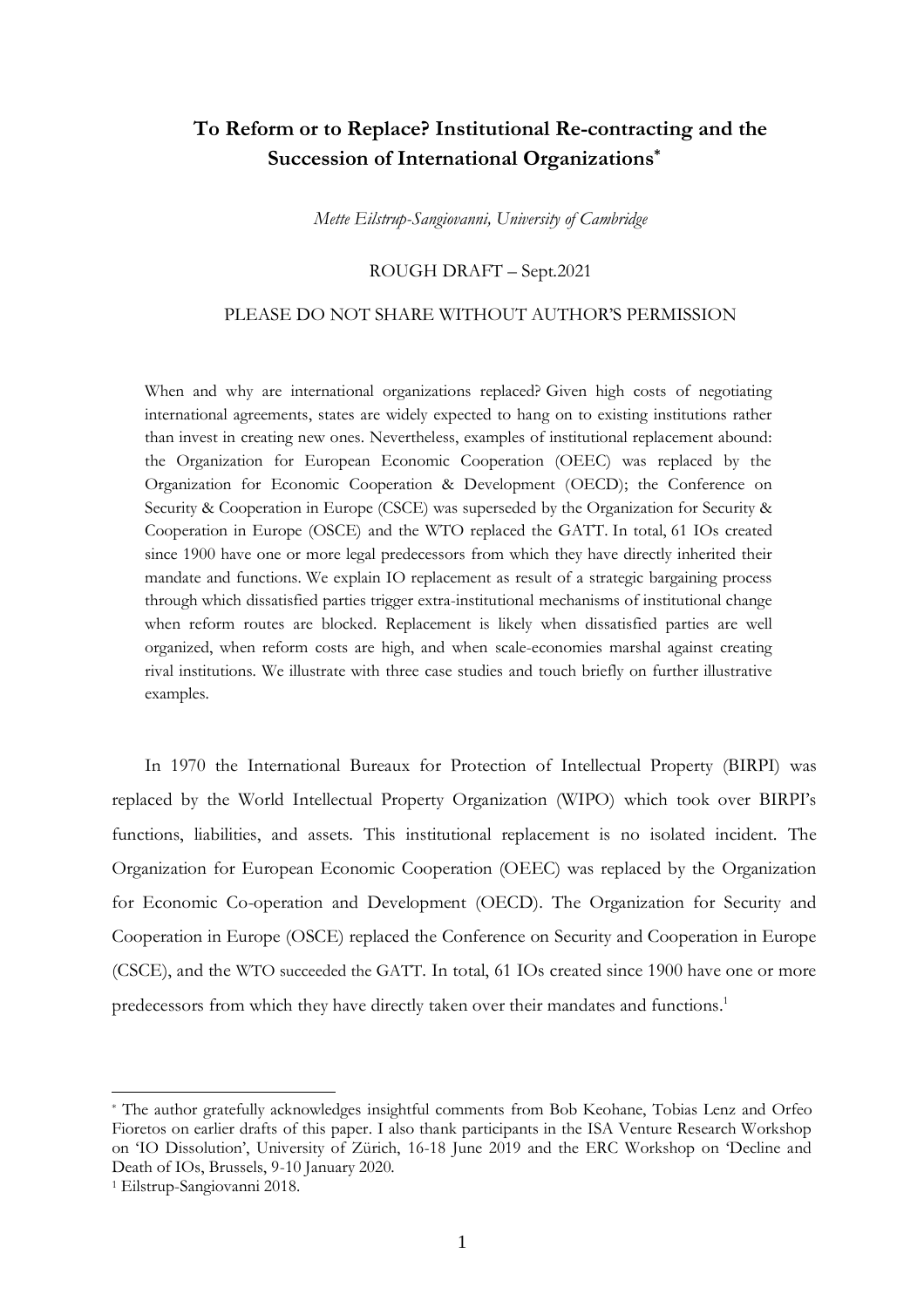# To Reform or to Replace? Institutional Re-contracting and the Succession of International Organizations*

*Mette Eilstrup-Sangiovanni, University of Cambridge*

ROUGH DRAFT – Sept.2021

PLEASE DO NOT SHARE WITHOUT AUTHOR'S PERMISSION

> When and why are international organizations replaced? Given high costs of negotiating international agreements, states are widely expected to hang on to existing institutions rather than invest in creating new ones. Nevertheless, examples of institutional replacement abound: the Organization for European Economic Cooperation (OEEC) was replaced by the Organization for Economic Cooperation & Development (OECD); the Conference on Security & Cooperation in Europe (CSCE) was superseded by the Organization for Security & Cooperation in Europe (OSCE) and the WTO replaced the GATT. In total, 61 IOs created since 1900 have one or more legal predecessors from which they have directly inherited their mandate and functions. We explain IO replacement as result of a strategic bargaining process through which dissatisfied parties trigger extra-institutional mechanisms of institutional change when reform routes are blocked. Replacement is likely when dissatisfied parties are well organized, when reform costs are high, and when scale-economies marshal against creating rival institutions. We illustrate with three case studies and touch briefly on further illustrative examples.

In 1970 the International Bureaux for Protection of Intellectual Property (BIRPI) was replaced by the World Intellectual Property Organization (WIPO) which took over BIRPI's functions, liabilities, and assets. This institutional replacement is no isolated incident. The Organization for European Economic Cooperation (OEEC) was replaced by the Organization for Economic Co-operation and Development (OECD). The Organization for Security and Cooperation in Europe (OSCE) replaced the Conference on Security and Cooperation in Europe (CSCE), and the WTO succeeded the GATT. In total, 61 IOs created since 1900 have one or more predecessors from which they have directly taken over their mandates and functions.[1]

---

* The author gratefully acknowledges insightful comments from Bob Keohane, Tobias Lenz and Orfeo Fioretos on earlier drafts of this paper. I also thank participants in the ISA Venture Research Workshop on 'IO Dissolution', University of Zürich, 16-18 June 2019 and the ERC Workshop on 'Decline and Death of IOs, Brussels, 9-10 January 2020.

[1] Eilstrup-Sangiovanni 2018.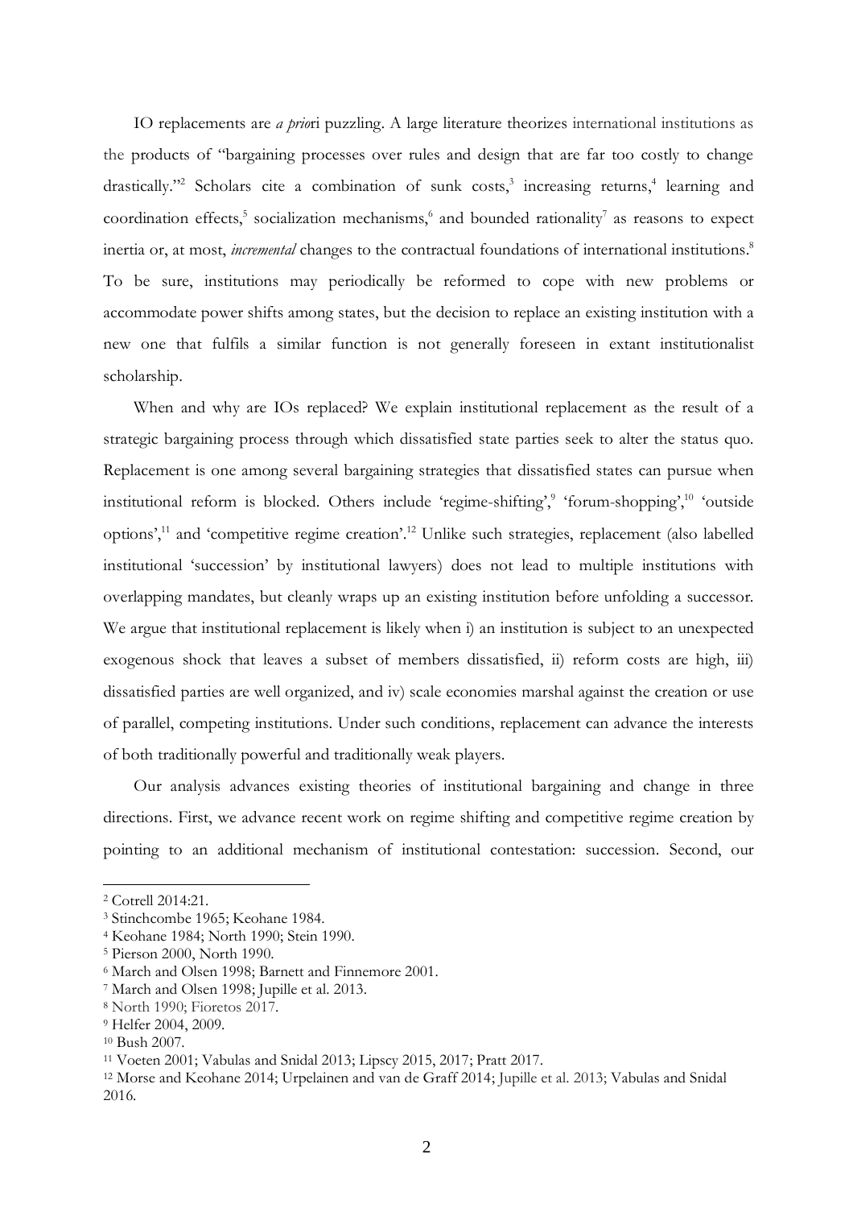IO replacements are *a prio*ri puzzling. A large literature theorizes international institutions as the products of "bargaining processes over rules and design that are far too costly to change drastically."[2] Scholars cite a combination of sunk costs,[3] increasing returns,[4] learning and coordination effects,[5] socialization mechanisms,[6] and bounded rationality[7] as reasons to expect inertia or, at most, *incremental* changes to the contractual foundations of international institutions.[8] To be sure, institutions may periodically be reformed to cope with new problems or accommodate power shifts among states, but the decision to replace an existing institution with a new one that fulfils a similar function is not generally foreseen in extant institutionalist scholarship.

When and why are IOs replaced? We explain institutional replacement as the result of a strategic bargaining process through which dissatisfied state parties seek to alter the status quo. Replacement is one among several bargaining strategies that dissatisfied states can pursue when institutional reform is blocked. Others include 'regime-shifting',[9] 'forum-shopping',[10] 'outside options',[11] and 'competitive regime creation'.[12] Unlike such strategies, replacement (also labelled institutional 'succession' by institutional lawyers) does not lead to multiple institutions with overlapping mandates, but cleanly wraps up an existing institution before unfolding a successor. We argue that institutional replacement is likely when i) an institution is subject to an unexpected exogenous shock that leaves a subset of members dissatisfied, ii) reform costs are high, iii) dissatisfied parties are well organized, and iv) scale economies marshal against the creation or use of parallel, competing institutions. Under such conditions, replacement can advance the interests of both traditionally powerful and traditionally weak players.

Our analysis advances existing theories of institutional bargaining and change in three directions. First, we advance recent work on regime shifting and competitive regime creation by pointing to an additional mechanism of institutional contestation: succession. Second, our

---

[2] Cotrell 2014:21.

[3] Stinchcombe 1965; Keohane 1984.

[4] Keohane 1984; North 1990; Stein 1990.

[5] Pierson 2000, North 1990.

[6] March and Olsen 1998; Barnett and Finnemore 2001.

[7] March and Olsen 1998; Jupille et al. 2013.

[8] North 1990; Fioretos 2017.

[9] Helfer 2004, 2009.

[10] Bush 2007.

[11] Voeten 2001; Vabulas and Snidal 2013; Lipscy 2015, 2017; Pratt 2017.

[12] Morse and Keohane 2014; Urpelainen and van de Graff 2014; Jupille et al. 2013; Vabulas and Snidal 2016.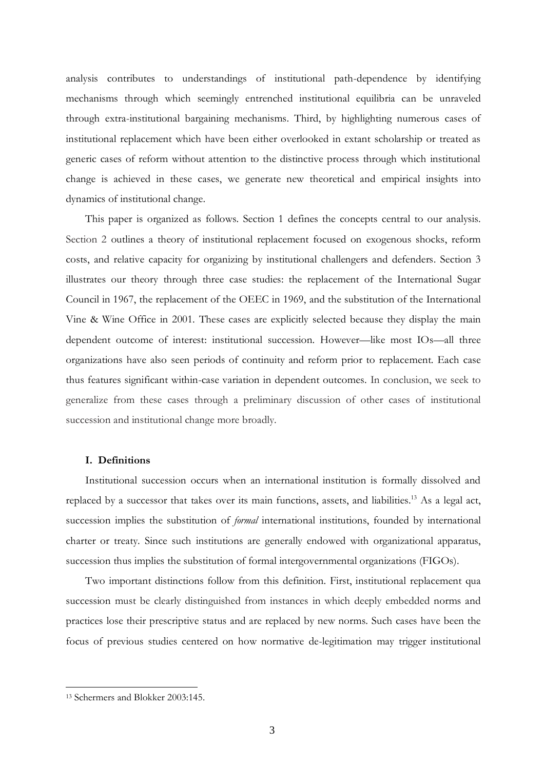analysis contributes to understandings of institutional path-dependence by identifying mechanisms through which seemingly entrenched institutional equilibria can be unraveled through extra-institutional bargaining mechanisms. Third, by highlighting numerous cases of institutional replacement which have been either overlooked in extant scholarship or treated as generic cases of reform without attention to the distinctive process through which institutional change is achieved in these cases, we generate new theoretical and empirical insights into dynamics of institutional change.

This paper is organized as follows. Section 1 defines the concepts central to our analysis. Section 2 outlines a theory of institutional replacement focused on exogenous shocks, reform costs, and relative capacity for organizing by institutional challengers and defenders. Section 3 illustrates our theory through three case studies: the replacement of the International Sugar Council in 1967, the replacement of the OEEC in 1969, and the substitution of the International Vine & Wine Office in 2001. These cases are explicitly selected because they display the main dependent outcome of interest: institutional succession. However—like most IOs—all three organizations have also seen periods of continuity and reform prior to replacement. Each case thus features significant within-case variation in dependent outcomes. In conclusion, we seek to generalize from these cases through a preliminary discussion of other cases of institutional succession and institutional change more broadly.

### I. Definitions

Institutional succession occurs when an international institution is formally dissolved and replaced by a successor that takes over its main functions, assets, and liabilities.[13] As a legal act, succession implies the substitution of *formal* international institutions, founded by international charter or treaty. Since such institutions are generally endowed with organizational apparatus, succession thus implies the substitution of formal intergovernmental organizations (FIGOs).

Two important distinctions follow from this definition. First, institutional replacement qua succession must be clearly distinguished from instances in which deeply embedded norms and practices lose their prescriptive status and are replaced by new norms. Such cases have been the focus of previous studies centered on how normative de-legitimation may trigger institutional

[13] Schermers and Blokker 2003:145.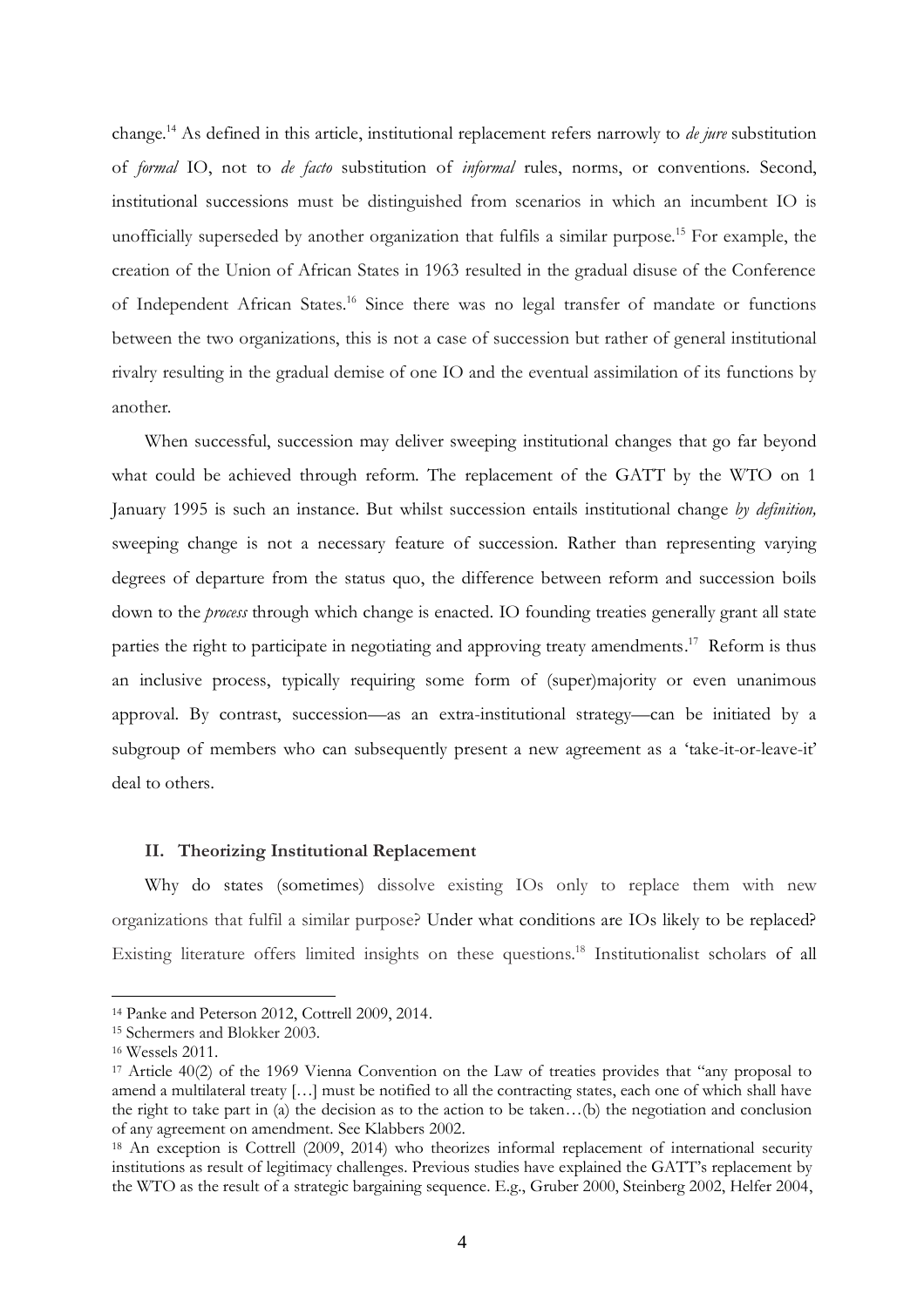change.[14] As defined in this article, institutional replacement refers narrowly to *de jure* substitution of *formal* IO, not to *de facto* substitution of *informal* rules, norms, or conventions. Second, institutional successions must be distinguished from scenarios in which an incumbent IO is unofficially superseded by another organization that fulfils a similar purpose.[15] For example, the creation of the Union of African States in 1963 resulted in the gradual disuse of the Conference of Independent African States.[16] Since there was no legal transfer of mandate or functions between the two organizations, this is not a case of succession but rather of general institutional rivalry resulting in the gradual demise of one IO and the eventual assimilation of its functions by another.

When successful, succession may deliver sweeping institutional changes that go far beyond what could be achieved through reform. The replacement of the GATT by the WTO on 1 January 1995 is such an instance. But whilst succession entails institutional change *by definition,* sweeping change is not a necessary feature of succession. Rather than representing varying degrees of departure from the status quo, the difference between reform and succession boils down to the *process* through which change is enacted. IO founding treaties generally grant all state parties the right to participate in negotiating and approving treaty amendments.[17] Reform is thus an inclusive process, typically requiring some form of (super)majority or even unanimous approval. By contrast, succession—as an extra-institutional strategy—can be initiated by a subgroup of members who can subsequently present a new agreement as a 'take-it-or-leave-it' deal to others.

### II. Theorizing Institutional Replacement

Why do states (sometimes) dissolve existing IOs only to replace them with new organizations that fulfil a similar purpose? Under what conditions are IOs likely to be replaced? Existing literature offers limited insights on these questions.[18] Institutionalist scholars of all

[14] Panke and Peterson 2012, Cottrell 2009, 2014.

[15] Schermers and Blokker 2003.

[16] Wessels 2011.

[17] Article 40(2) of the 1969 Vienna Convention on the Law of treaties provides that "any proposal to amend a multilateral treaty […] must be notified to all the contracting states, each one of which shall have the right to take part in (a) the decision as to the action to be taken…(b) the negotiation and conclusion of any agreement on amendment. See Klabbers 2002.

[18] An exception is Cottrell (2009, 2014) who theorizes informal replacement of international security institutions as result of legitimacy challenges. Previous studies have explained the GATT's replacement by the WTO as the result of a strategic bargaining sequence. E.g., Gruber 2000, Steinberg 2002, Helfer 2004,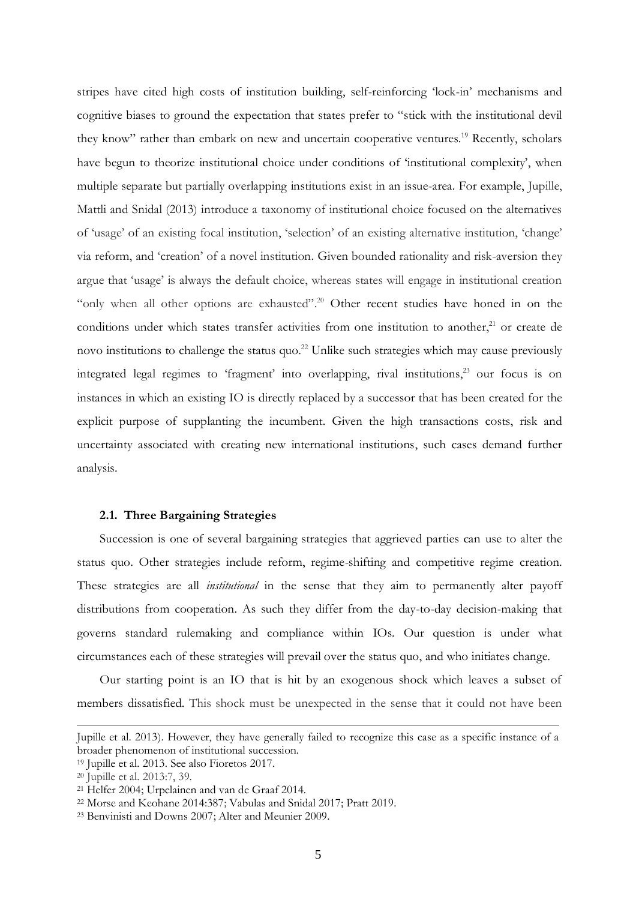stripes have cited high costs of institution building, self-reinforcing 'lock-in' mechanisms and cognitive biases to ground the expectation that states prefer to "stick with the institutional devil they know" rather than embark on new and uncertain cooperative ventures.[19] Recently, scholars have begun to theorize institutional choice under conditions of 'institutional complexity', when multiple separate but partially overlapping institutions exist in an issue-area. For example, Jupille, Mattli and Snidal (2013) introduce a taxonomy of institutional choice focused on the alternatives of 'usage' of an existing focal institution, 'selection' of an existing alternative institution, 'change' via reform, and 'creation' of a novel institution. Given bounded rationality and risk-aversion they argue that 'usage' is always the default choice, whereas states will engage in institutional creation "only when all other options are exhausted".[20] Other recent studies have honed in on the conditions under which states transfer activities from one institution to another,[21] or create de novo institutions to challenge the status quo.[22] Unlike such strategies which may cause previously integrated legal regimes to 'fragment' into overlapping, rival institutions,[23] our focus is on instances in which an existing IO is directly replaced by a successor that has been created for the explicit purpose of supplanting the incumbent. Given the high transactions costs, risk and uncertainty associated with creating new international institutions, such cases demand further analysis.

### 2.1. Three Bargaining Strategies

Succession is one of several bargaining strategies that aggrieved parties can use to alter the status quo. Other strategies include reform, regime-shifting and competitive regime creation. These strategies are all *institutional* in the sense that they aim to permanently alter payoff distributions from cooperation. As such they differ from the day-to-day decision-making that governs standard rulemaking and compliance within IOs. Our question is under what circumstances each of these strategies will prevail over the status quo, and who initiates change.

Our starting point is an IO that is hit by an exogenous shock which leaves a subset of members dissatisfied. This shock must be unexpected in the sense that it could not have been

---

Jupille et al. 2013). However, they have generally failed to recognize this case as a specific instance of a broader phenomenon of institutional succession.

[19] Jupille et al. 2013. See also Fioretos 2017.

[20] Jupille et al. 2013:7, 39.

[21] Helfer 2004; Urpelainen and van de Graaf 2014.

[22] Morse and Keohane 2014:387; Vabulas and Snidal 2017; Pratt 2019.

[23] Benvinisti and Downs 2007; Alter and Meunier 2009.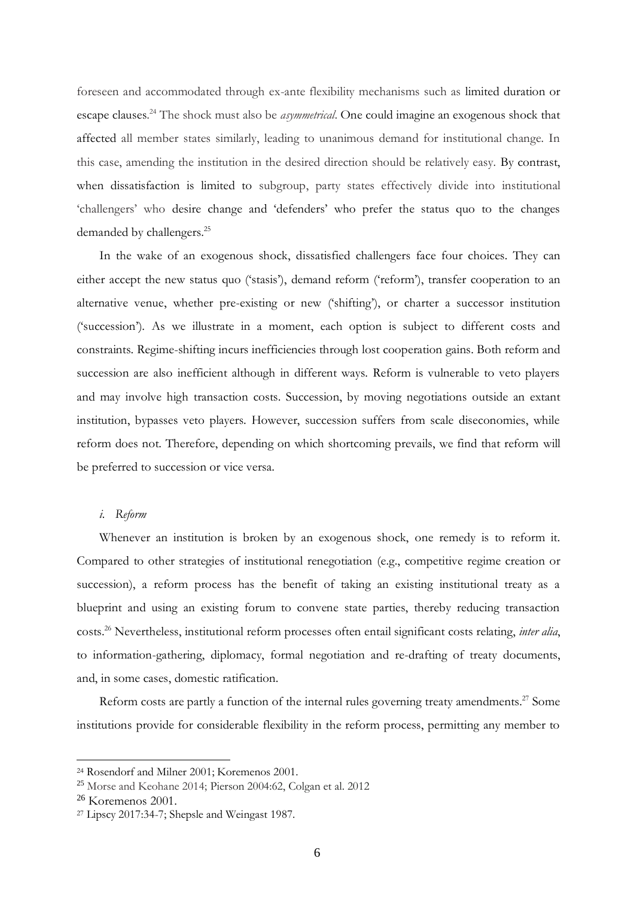foreseen and accommodated through ex-ante flexibility mechanisms such as limited duration or escape clauses.[24] The shock must also be *asymmetrical*. One could imagine an exogenous shock that affected all member states similarly, leading to unanimous demand for institutional change. In this case, amending the institution in the desired direction should be relatively easy. By contrast, when dissatisfaction is limited to subgroup, party states effectively divide into institutional 'challengers' who desire change and 'defenders' who prefer the status quo to the changes demanded by challengers.[25]

In the wake of an exogenous shock, dissatisfied challengers face four choices. They can either accept the new status quo ('stasis'), demand reform ('reform'), transfer cooperation to an alternative venue, whether pre-existing or new ('shifting'), or charter a successor institution ('succession'). As we illustrate in a moment, each option is subject to different costs and constraints. Regime-shifting incurs inefficiencies through lost cooperation gains. Both reform and succession are also inefficient although in different ways. Reform is vulnerable to veto players and may involve high transaction costs. Succession, by moving negotiations outside an extant institution, bypasses veto players. However, succession suffers from scale diseconomies, while reform does not. Therefore, depending on which shortcoming prevails, we find that reform will be preferred to succession or vice versa.

*i. Reform*

Whenever an institution is broken by an exogenous shock, one remedy is to reform it. Compared to other strategies of institutional renegotiation (e.g., competitive regime creation or succession), a reform process has the benefit of taking an existing institutional treaty as a blueprint and using an existing forum to convene state parties, thereby reducing transaction costs.[26] Nevertheless, institutional reform processes often entail significant costs relating, *inter alia*, to information-gathering, diplomacy, formal negotiation and re-drafting of treaty documents, and, in some cases, domestic ratification.

Reform costs are partly a function of the internal rules governing treaty amendments.[27] Some institutions provide for considerable flexibility in the reform process, permitting any member to

---

[24] Rosendorf and Milner 2001; Koremenos 2001.

[25] Morse and Keohane 2014; Pierson 2004:62, Colgan et al. 2012

[26] Koremenos 2001.

[27] Lipscy 2017:34-7; Shepsle and Weingast 1987.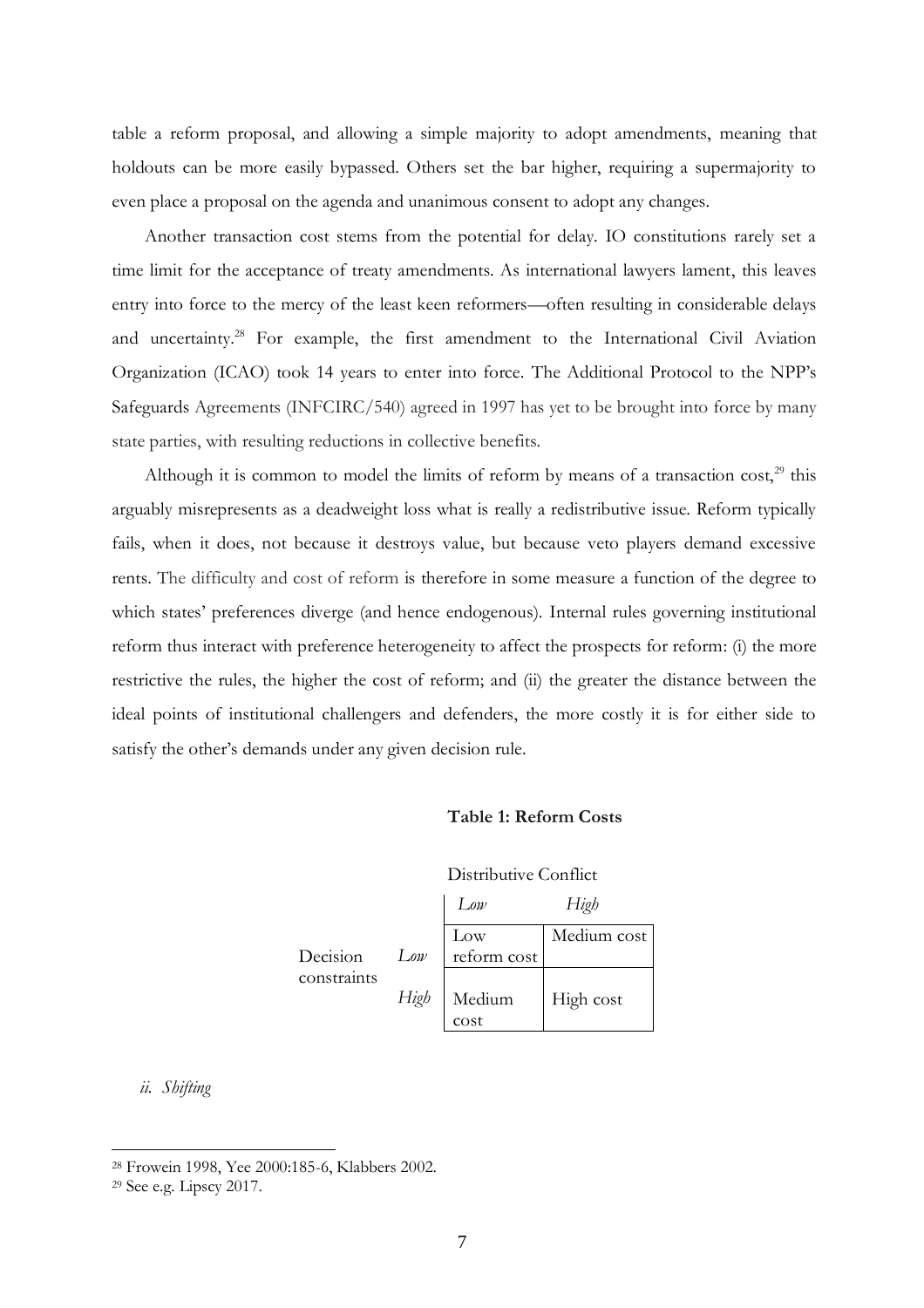table a reform proposal, and allowing a simple majority to adopt amendments, meaning that holdouts can be more easily bypassed. Others set the bar higher, requiring a supermajority to even place a proposal on the agenda and unanimous consent to adopt any changes.

Another transaction cost stems from the potential for delay. IO constitutions rarely set a time limit for the acceptance of treaty amendments. As international lawyers lament, this leaves entry into force to the mercy of the least keen reformers—often resulting in considerable delays and uncertainty.[28] For example, the first amendment to the International Civil Aviation Organization (ICAO) took 14 years to enter into force. The Additional Protocol to the NPP's Safeguards Agreements (INFCIRC/540) agreed in 1997 has yet to be brought into force by many state parties, with resulting reductions in collective benefits.

Although it is common to model the limits of reform by means of a transaction cost,[29] this arguably misrepresents as a deadweight loss what is really a redistributive issue. Reform typically fails, when it does, not because it destroys value, but because veto players demand excessive rents. The difficulty and cost of reform is therefore in some measure a function of the degree to which states' preferences diverge (and hence endogenous). Internal rules governing institutional reform thus interact with preference heterogeneity to affect the prospects for reform: (i) the more restrictive the rules, the higher the cost of reform; and (ii) the greater the distance between the ideal points of institutional challengers and defenders, the more costly it is for either side to satisfy the other's demands under any given decision rule.

**Table 1: Reform Costs**

| | | Distributive Conflict | |
|---|---|---|---|
| | | *Low* | *High* |
| Decision constraints | *Low* | Low reform cost | Medium cost |
| | *High* | Medium cost | High cost |

*ii. Shifting*

[28] Frowein 1998, Yee 2000:185-6, Klabbers 2002.

[29] See e.g. Lipscy 2017.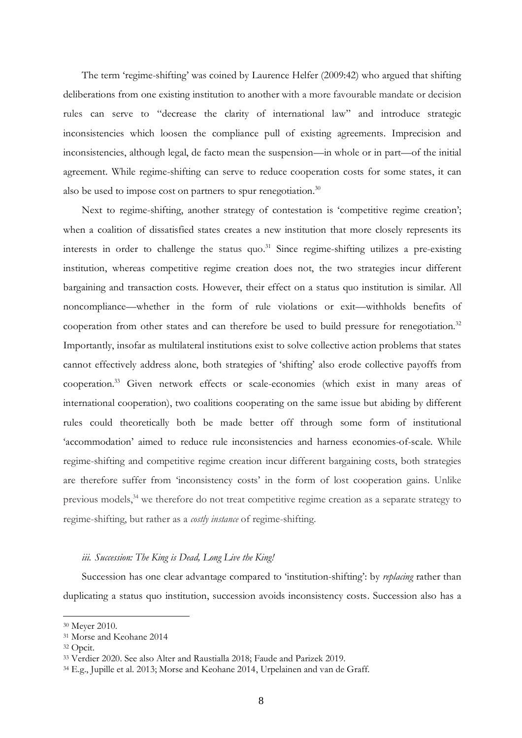The term 'regime-shifting' was coined by Laurence Helfer (2009:42) who argued that shifting deliberations from one existing institution to another with a more favourable mandate or decision rules can serve to "decrease the clarity of international law" and introduce strategic inconsistencies which loosen the compliance pull of existing agreements. Imprecision and inconsistencies, although legal, de facto mean the suspension—in whole or in part—of the initial agreement. While regime-shifting can serve to reduce cooperation costs for some states, it can also be used to impose cost on partners to spur renegotiation.[30]

Next to regime-shifting, another strategy of contestation is 'competitive regime creation'; when a coalition of dissatisfied states creates a new institution that more closely represents its interests in order to challenge the status quo.[31] Since regime-shifting utilizes a pre-existing institution, whereas competitive regime creation does not, the two strategies incur different bargaining and transaction costs. However, their effect on a status quo institution is similar. All noncompliance—whether in the form of rule violations or exit—withholds benefits of cooperation from other states and can therefore be used to build pressure for renegotiation.[32] Importantly, insofar as multilateral institutions exist to solve collective action problems that states cannot effectively address alone, both strategies of 'shifting' also erode collective payoffs from cooperation.[33] Given network effects or scale-economies (which exist in many areas of international cooperation), two coalitions cooperating on the same issue but abiding by different rules could theoretically both be made better off through some form of institutional 'accommodation' aimed to reduce rule inconsistencies and harness economies-of-scale. While regime-shifting and competitive regime creation incur different bargaining costs, both strategies are therefore suffer from 'inconsistency costs' in the form of lost cooperation gains. Unlike previous models,[34] we therefore do not treat competitive regime creation as a separate strategy to regime-shifting, but rather as a *costly instance* of regime-shifting.

### *iii. Succession: The King is Dead, Long Live the King!*

Succession has one clear advantage compared to 'institution-shifting': by *replacing* rather than duplicating a status quo institution, succession avoids inconsistency costs. Succession also has a

---

[30] Meyer 2010.

[31] Morse and Keohane 2014

[32] Opcit.

[33] Verdier 2020. See also Alter and Raustialla 2018; Faude and Parizek 2019.

[34] E.g., Jupille et al. 2013; Morse and Keohane 2014, Urpelainen and van de Graff.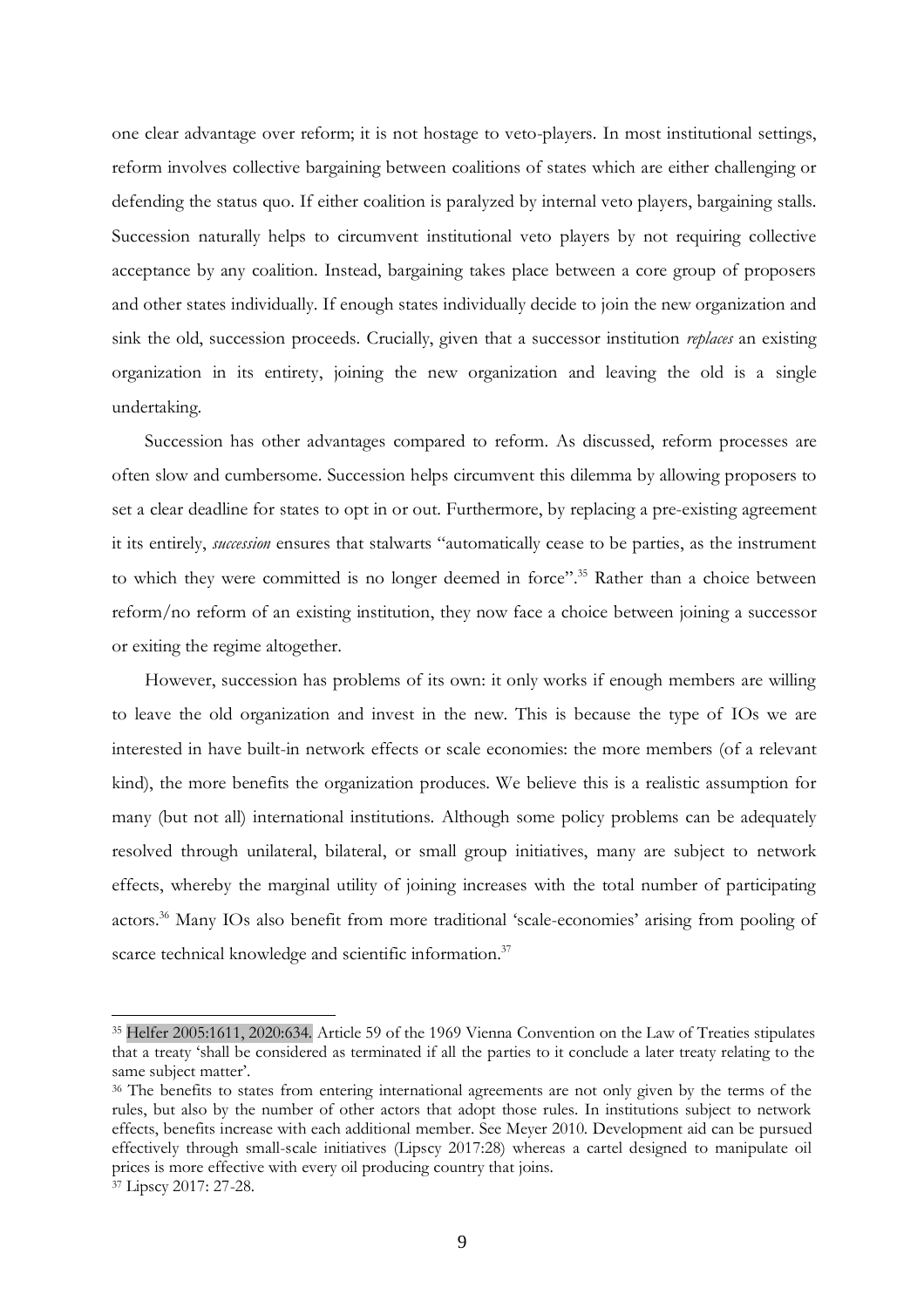one clear advantage over reform; it is not hostage to veto-players. In most institutional settings, reform involves collective bargaining between coalitions of states which are either challenging or defending the status quo. If either coalition is paralyzed by internal veto players, bargaining stalls. Succession naturally helps to circumvent institutional veto players by not requiring collective acceptance by any coalition. Instead, bargaining takes place between a core group of proposers and other states individually. If enough states individually decide to join the new organization and sink the old, succession proceeds. Crucially, given that a successor institution *replaces* an existing organization in its entirety, joining the new organization and leaving the old is a single undertaking.

Succession has other advantages compared to reform. As discussed, reform processes are often slow and cumbersome. Succession helps circumvent this dilemma by allowing proposers to set a clear deadline for states to opt in or out. Furthermore, by replacing a pre-existing agreement it its entirely, *succession* ensures that stalwarts "automatically cease to be parties, as the instrument to which they were committed is no longer deemed in force".[35] Rather than a choice between reform/no reform of an existing institution, they now face a choice between joining a successor or exiting the regime altogether.

However, succession has problems of its own: it only works if enough members are willing to leave the old organization and invest in the new. This is because the type of IOs we are interested in have built-in network effects or scale economies: the more members (of a relevant kind), the more benefits the organization produces. We believe this is a realistic assumption for many (but not all) international institutions. Although some policy problems can be adequately resolved through unilateral, bilateral, or small group initiatives, many are subject to network effects, whereby the marginal utility of joining increases with the total number of participating actors.[36] Many IOs also benefit from more traditional 'scale-economies' arising from pooling of scarce technical knowledge and scientific information.[37]

---

[35] Helfer 2005:1611, 2020:634. Article 59 of the 1969 Vienna Convention on the Law of Treaties stipulates that a treaty 'shall be considered as terminated if all the parties to it conclude a later treaty relating to the same subject matter'.

[36] The benefits to states from entering international agreements are not only given by the terms of the rules, but also by the number of other actors that adopt those rules. In institutions subject to network effects, benefits increase with each additional member. See Meyer 2010. Development aid can be pursued effectively through small-scale initiatives (Lipscy 2017:28) whereas a cartel designed to manipulate oil prices is more effective with every oil producing country that joins.

[37] Lipscy 2017: 27-28.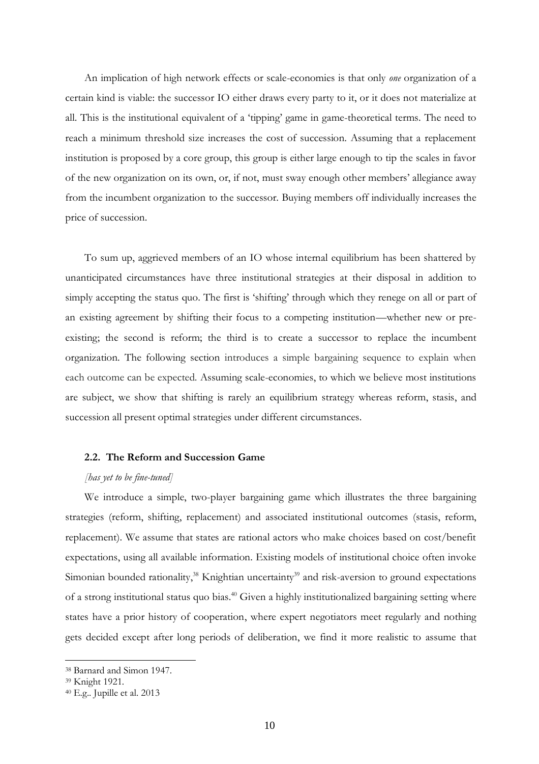An implication of high network effects or scale-economies is that only *one* organization of a certain kind is viable: the successor IO either draws every party to it, or it does not materialize at all. This is the institutional equivalent of a 'tipping' game in game-theoretical terms. The need to reach a minimum threshold size increases the cost of succession. Assuming that a replacement institution is proposed by a core group, this group is either large enough to tip the scales in favor of the new organization on its own, or, if not, must sway enough other members' allegiance away from the incumbent organization to the successor. Buying members off individually increases the price of succession.

To sum up, aggrieved members of an IO whose internal equilibrium has been shattered by unanticipated circumstances have three institutional strategies at their disposal in addition to simply accepting the status quo. The first is 'shifting' through which they renege on all or part of an existing agreement by shifting their focus to a competing institution—whether new or pre-existing; the second is reform; the third is to create a successor to replace the incumbent organization. The following section introduces a simple bargaining sequence to explain when each outcome can be expected. Assuming scale-economies, to which we believe most institutions are subject, we show that shifting is rarely an equilibrium strategy whereas reform, stasis, and succession all present optimal strategies under different circumstances.

### 2.2. The Reform and Succession Game

*[has yet to be fine-tuned]*

We introduce a simple, two-player bargaining game which illustrates the three bargaining strategies (reform, shifting, replacement) and associated institutional outcomes (stasis, reform, replacement). We assume that states are rational actors who make choices based on cost/benefit expectations, using all available information. Existing models of institutional choice often invoke Simonian bounded rationality,[38] Knightian uncertainty[39] and risk-aversion to ground expectations of a strong institutional status quo bias.[40] Given a highly institutionalized bargaining setting where states have a prior history of cooperation, where expert negotiators meet regularly and nothing gets decided except after long periods of deliberation, we find it more realistic to assume that

[38] Barnard and Simon 1947.

[39] Knight 1921.

[40] E.g.. Jupille et al. 2013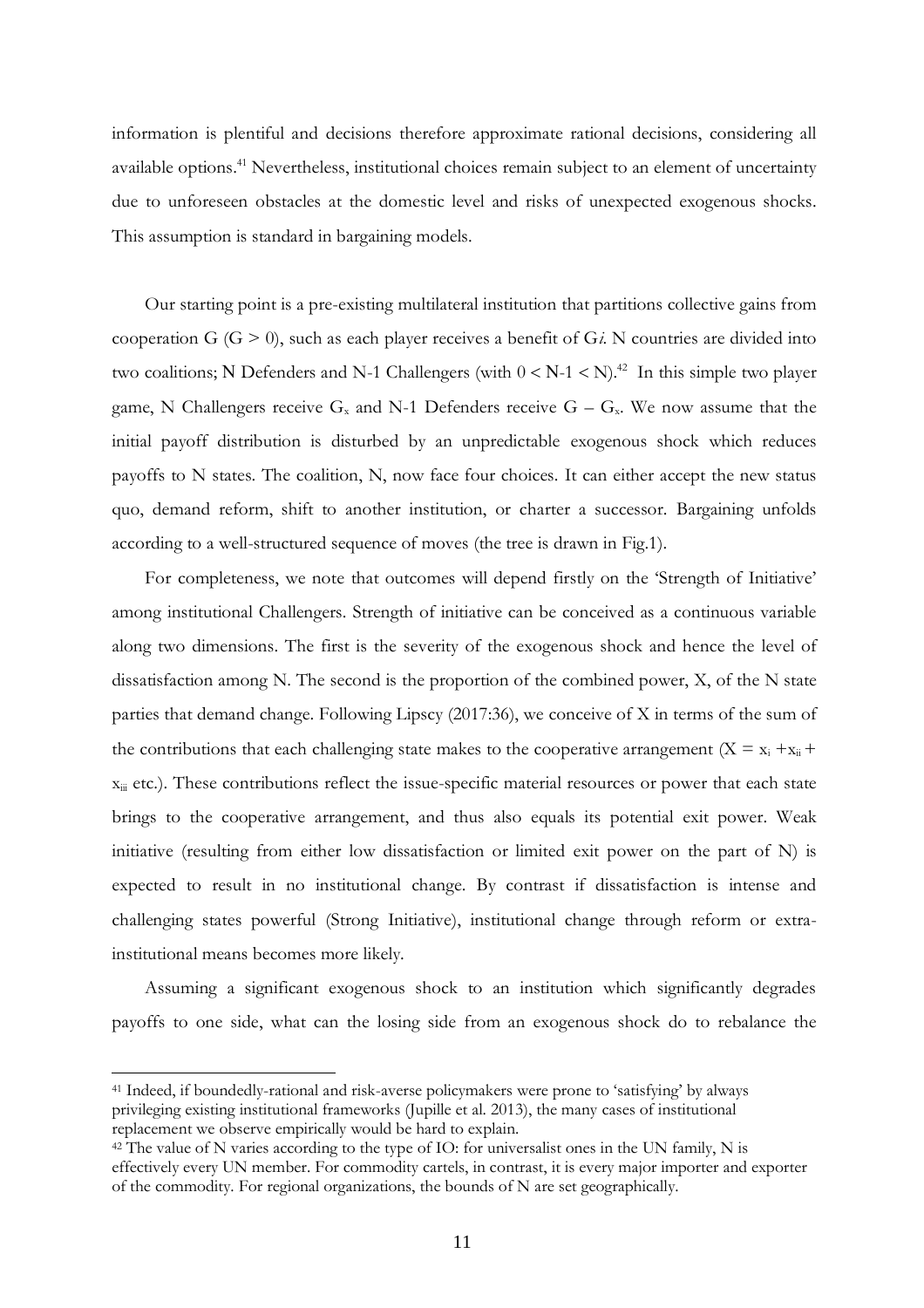information is plentiful and decisions therefore approximate rational decisions, considering all available options.[41] Nevertheless, institutional choices remain subject to an element of uncertainty due to unforeseen obstacles at the domestic level and risks of unexpected exogenous shocks. This assumption is standard in bargaining models.

Our starting point is a pre-existing multilateral institution that partitions collective gains from cooperation G ($G > 0$), such as each player receives a benefit of G*i*. N countries are divided into two coalitions; N Defenders and N-1 Challengers (with $0 < N\text{-}1 < N$).[42] In this simple two player game, N Challengers receive $G_x$ and N-1 Defenders receive $G - G_x$. We now assume that the initial payoff distribution is disturbed by an unpredictable exogenous shock which reduces payoffs to N states. The coalition, N, now face four choices. It can either accept the new status quo, demand reform, shift to another institution, or charter a successor. Bargaining unfolds according to a well-structured sequence of moves (the tree is drawn in Fig.1).

For completeness, we note that outcomes will depend firstly on the 'Strength of Initiative' among institutional Challengers. Strength of initiative can be conceived as a continuous variable along two dimensions. The first is the severity of the exogenous shock and hence the level of dissatisfaction among N. The second is the proportion of the combined power, X, of the N state parties that demand change. Following Lipscy (2017:36), we conceive of X in terms of the sum of the contributions that each challenging state makes to the cooperative arrangement ($X = x_i + x_{ii} + x_{iii}$ etc.). These contributions reflect the issue-specific material resources or power that each state brings to the cooperative arrangement, and thus also equals its potential exit power. Weak initiative (resulting from either low dissatisfaction or limited exit power on the part of N) is expected to result in no institutional change. By contrast if dissatisfaction is intense and challenging states powerful (Strong Initiative), institutional change through reform or extra-institutional means becomes more likely.

Assuming a significant exogenous shock to an institution which significantly degrades payoffs to one side, what can the losing side from an exogenous shock do to rebalance the

---

[41] Indeed, if boundedly-rational and risk-averse policymakers were prone to 'satisfying' by always privileging existing institutional frameworks (Jupille et al. 2013), the many cases of institutional replacement we observe empirically would be hard to explain.

[42] The value of N varies according to the type of IO: for universalist ones in the UN family, N is effectively every UN member. For commodity cartels, in contrast, it is every major importer and exporter of the commodity. For regional organizations, the bounds of N are set geographically.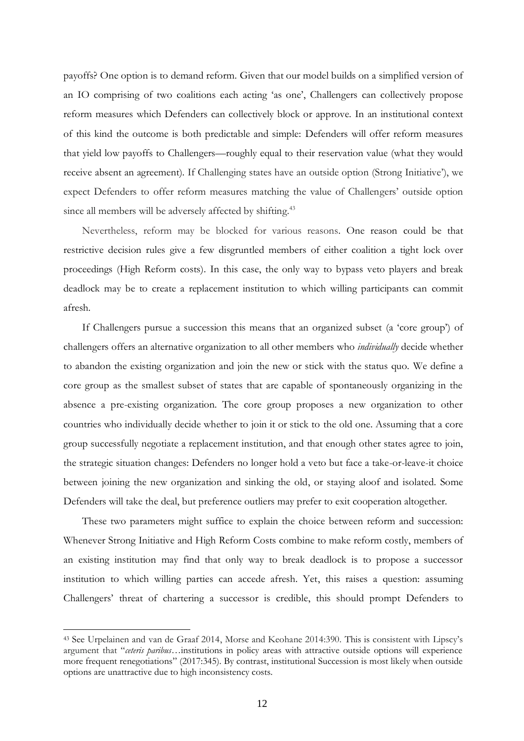payoffs? One option is to demand reform. Given that our model builds on a simplified version of an IO comprising of two coalitions each acting 'as one', Challengers can collectively propose reform measures which Defenders can collectively block or approve. In an institutional context of this kind the outcome is both predictable and simple: Defenders will offer reform measures that yield low payoffs to Challengers—roughly equal to their reservation value (what they would receive absent an agreement). If Challenging states have an outside option (Strong Initiative'), we expect Defenders to offer reform measures matching the value of Challengers' outside option since all members will be adversely affected by shifting.[43]

Nevertheless, reform may be blocked for various reasons. One reason could be that restrictive decision rules give a few disgruntled members of either coalition a tight lock over proceedings (High Reform costs). In this case, the only way to bypass veto players and break deadlock may be to create a replacement institution to which willing participants can commit afresh.

If Challengers pursue a succession this means that an organized subset (a 'core group') of challengers offers an alternative organization to all other members who *individually* decide whether to abandon the existing organization and join the new or stick with the status quo. We define a core group as the smallest subset of states that are capable of spontaneously organizing in the absence a pre-existing organization. The core group proposes a new organization to other countries who individually decide whether to join it or stick to the old one. Assuming that a core group successfully negotiate a replacement institution, and that enough other states agree to join, the strategic situation changes: Defenders no longer hold a veto but face a take-or-leave-it choice between joining the new organization and sinking the old, or staying aloof and isolated. Some Defenders will take the deal, but preference outliers may prefer to exit cooperation altogether.

These two parameters might suffice to explain the choice between reform and succession: Whenever Strong Initiative and High Reform Costs combine to make reform costly, members of an existing institution may find that only way to break deadlock is to propose a successor institution to which willing parties can accede afresh. Yet, this raises a question: assuming Challengers' threat of chartering a successor is credible, this should prompt Defenders to

---

[43] See Urpelainen and van de Graaf 2014, Morse and Keohane 2014:390. This is consistent with Lipscy's argument that "*ceteris paribus*…institutions in policy areas with attractive outside options will experience more frequent renegotiations" (2017:345). By contrast, institutional Succession is most likely when outside options are unattractive due to high inconsistency costs.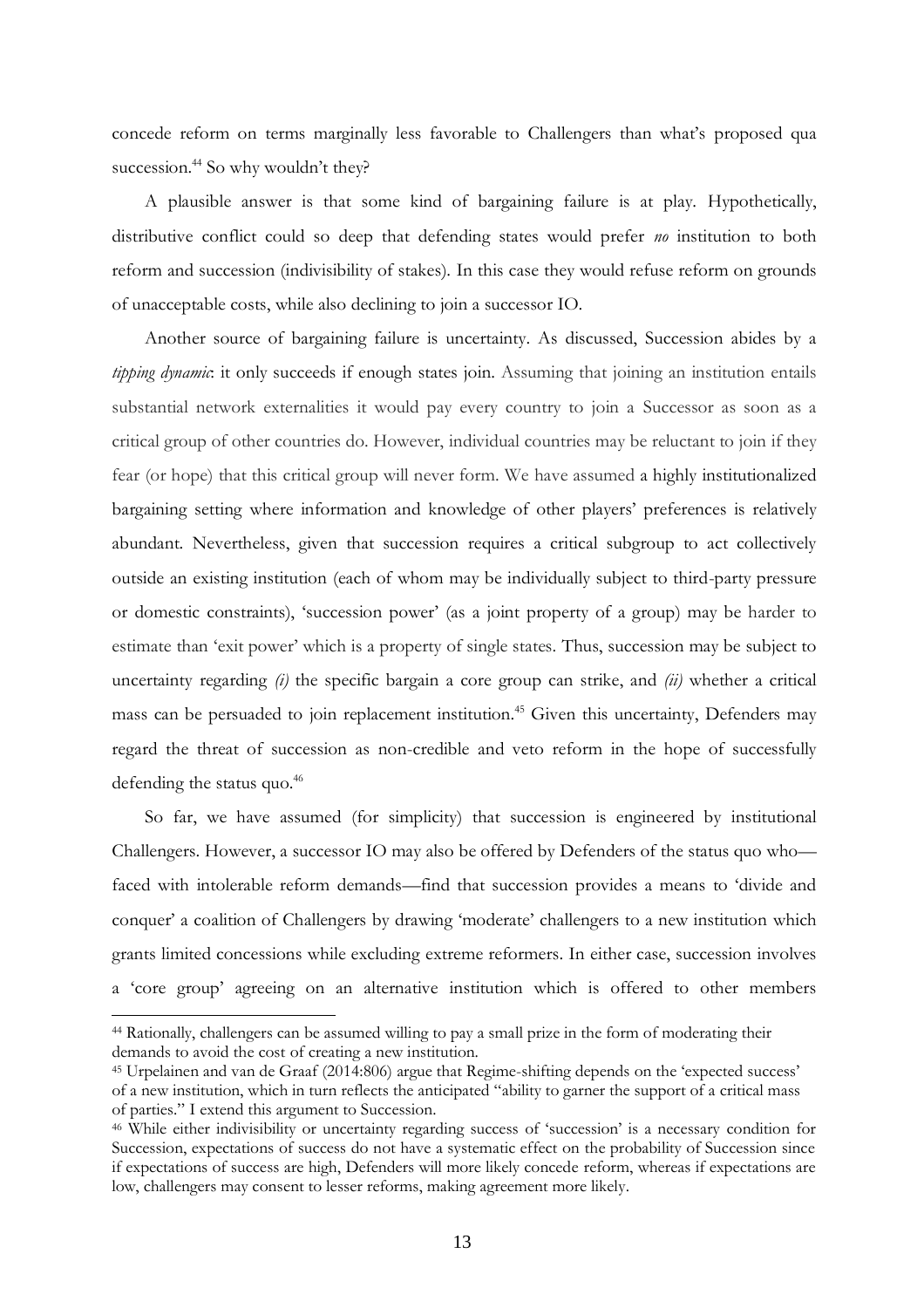concede reform on terms marginally less favorable to Challengers than what's proposed qua succession.[44] So why wouldn't they?

A plausible answer is that some kind of bargaining failure is at play. Hypothetically, distributive conflict could so deep that defending states would prefer *no* institution to both reform and succession (indivisibility of stakes). In this case they would refuse reform on grounds of unacceptable costs, while also declining to join a successor IO.

Another source of bargaining failure is uncertainty. As discussed, Succession abides by a *tipping dynamic*: it only succeeds if enough states join. Assuming that joining an institution entails substantial network externalities it would pay every country to join a Successor as soon as a critical group of other countries do. However, individual countries may be reluctant to join if they fear (or hope) that this critical group will never form. We have assumed a highly institutionalized bargaining setting where information and knowledge of other players' preferences is relatively abundant. Nevertheless, given that succession requires a critical subgroup to act collectively outside an existing institution (each of whom may be individually subject to third-party pressure or domestic constraints), 'succession power' (as a joint property of a group) may be harder to estimate than 'exit power' which is a property of single states. Thus, succession may be subject to uncertainty regarding *(i)* the specific bargain a core group can strike, and *(ii)* whether a critical mass can be persuaded to join replacement institution.[45] Given this uncertainty, Defenders may regard the threat of succession as non-credible and veto reform in the hope of successfully defending the status quo.[46]

So far, we have assumed (for simplicity) that succession is engineered by institutional Challengers. However, a successor IO may also be offered by Defenders of the status quo who—faced with intolerable reform demands—find that succession provides a means to 'divide and conquer' a coalition of Challengers by drawing 'moderate' challengers to a new institution which grants limited concessions while excluding extreme reformers. In either case, succession involves a 'core group' agreeing on an alternative institution which is offered to other members

---

[44] Rationally, challengers can be assumed willing to pay a small prize in the form of moderating their demands to avoid the cost of creating a new institution.

[45] Urpelainen and van de Graaf (2014:806) argue that Regime-shifting depends on the 'expected success' of a new institution, which in turn reflects the anticipated "ability to garner the support of a critical mass of parties." I extend this argument to Succession.

[46] While either indivisibility or uncertainty regarding success of 'succession' is a necessary condition for Succession, expectations of success do not have a systematic effect on the probability of Succession since if expectations of success are high, Defenders will more likely concede reform, whereas if expectations are low, challengers may consent to lesser reforms, making agreement more likely.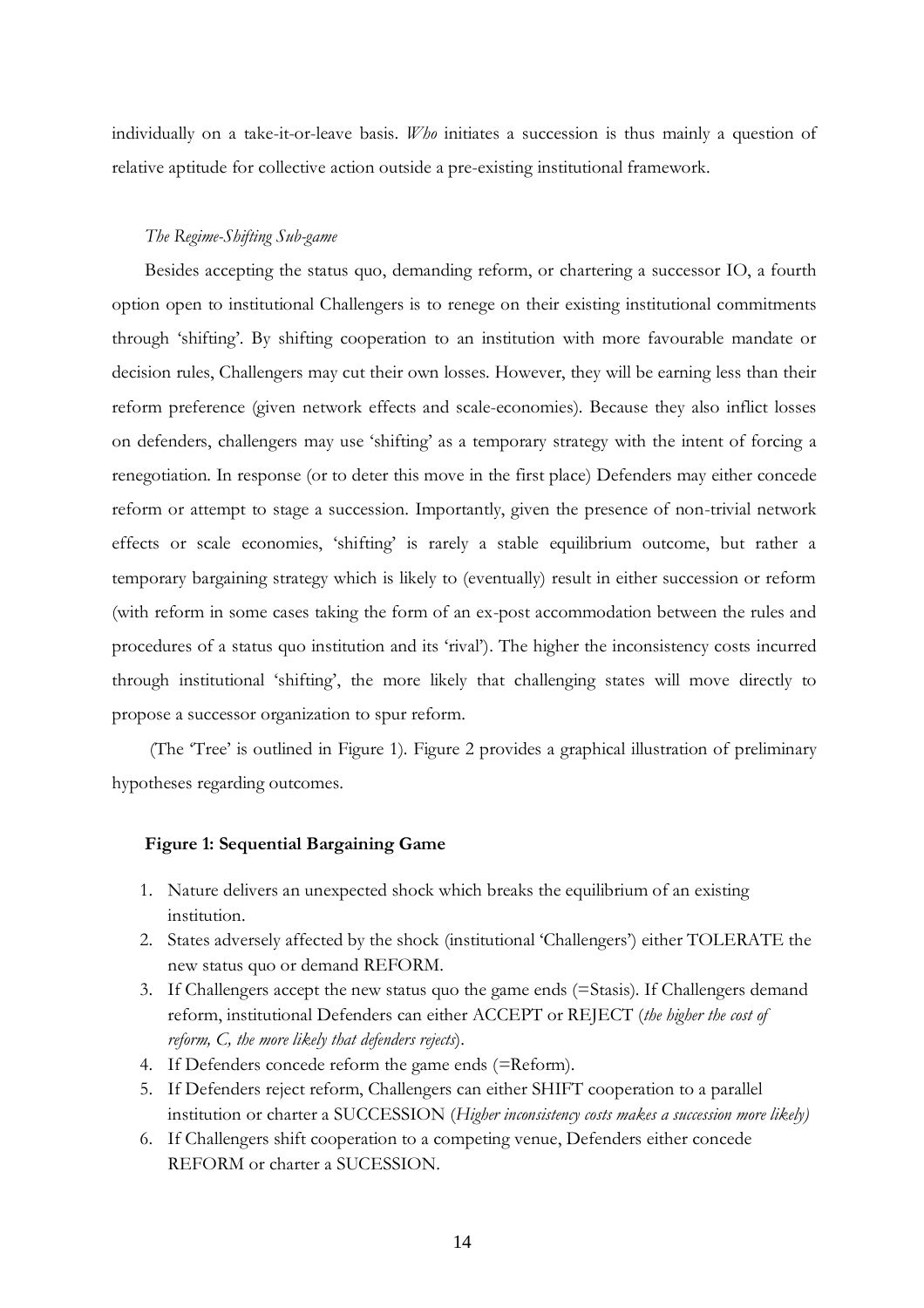individually on a take-it-or-leave basis. *Who* initiates a succession is thus mainly a question of relative aptitude for collective action outside a pre-existing institutional framework.

### *The Regime-Shifting Sub-game*

Besides accepting the status quo, demanding reform, or chartering a successor IO, a fourth option open to institutional Challengers is to renege on their existing institutional commitments through 'shifting'. By shifting cooperation to an institution with more favourable mandate or decision rules, Challengers may cut their own losses. However, they will be earning less than their reform preference (given network effects and scale-economies). Because they also inflict losses on defenders, challengers may use 'shifting' as a temporary strategy with the intent of forcing a renegotiation. In response (or to deter this move in the first place) Defenders may either concede reform or attempt to stage a succession. Importantly, given the presence of non-trivial network effects or scale economies, 'shifting' is rarely a stable equilibrium outcome, but rather a temporary bargaining strategy which is likely to (eventually) result in either succession or reform (with reform in some cases taking the form of an ex-post accommodation between the rules and procedures of a status quo institution and its 'rival'). The higher the inconsistency costs incurred through institutional 'shifting', the more likely that challenging states will move directly to propose a successor organization to spur reform.

(The 'Tree' is outlined in Figure 1). Figure 2 provides a graphical illustration of preliminary hypotheses regarding outcomes.

**Figure 1: Sequential Bargaining Game**

1. Nature delivers an unexpected shock which breaks the equilibrium of an existing institution.
2. States adversely affected by the shock (institutional 'Challengers') either TOLERATE the new status quo or demand REFORM.
3. If Challengers accept the new status quo the game ends (=Stasis). If Challengers demand reform, institutional Defenders can either ACCEPT or REJECT (*the higher the cost of reform, C, the more likely that defenders rejects*).
4. If Defenders concede reform the game ends (=Reform).
5. If Defenders reject reform, Challengers can either SHIFT cooperation to a parallel institution or charter a SUCCESSION (*Higher inconsistency costs makes a succession more likely)*
6. If Challengers shift cooperation to a competing venue, Defenders either concede REFORM or charter a SUCESSION.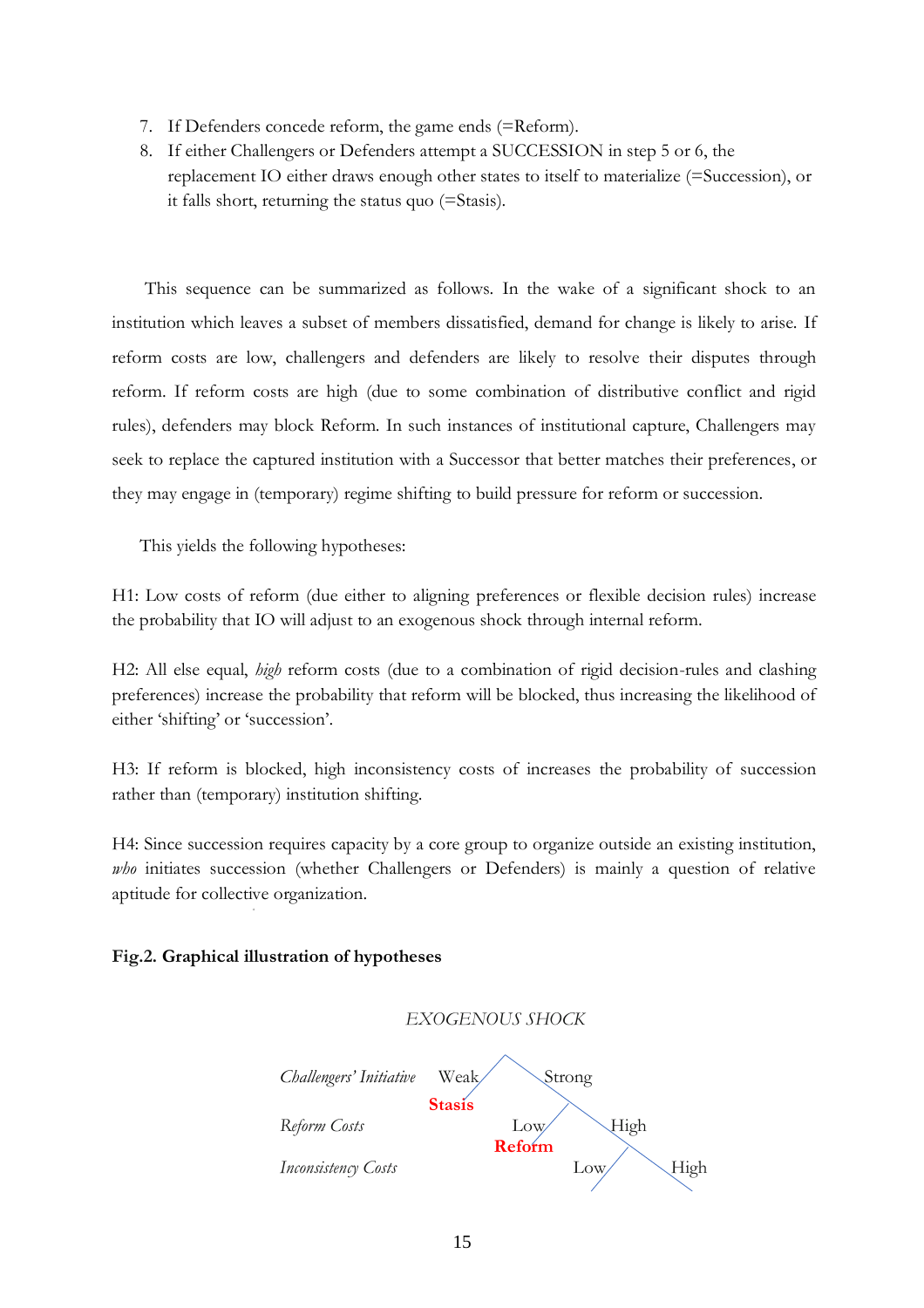7. If Defenders concede reform, the game ends (=Reform).
8. If either Challengers or Defenders attempt a SUCCESSION in step 5 or 6, the replacement IO either draws enough other states to itself to materialize (=Succession), or it falls short, returning the status quo (=Stasis).

This sequence can be summarized as follows. In the wake of a significant shock to an institution which leaves a subset of members dissatisfied, demand for change is likely to arise. If reform costs are low, challengers and defenders are likely to resolve their disputes through reform. If reform costs are high (due to some combination of distributive conflict and rigid rules), defenders may block Reform. In such instances of institutional capture, Challengers may seek to replace the captured institution with a Successor that better matches their preferences, or they may engage in (temporary) regime shifting to build pressure for reform or succession.

This yields the following hypotheses:

H1: Low costs of reform (due either to aligning preferences or flexible decision rules) increase the probability that IO will adjust to an exogenous shock through internal reform.

H2: All else equal, *high* reform costs (due to a combination of rigid decision-rules and clashing preferences) increase the probability that reform will be blocked, thus increasing the likelihood of either 'shifting' or 'succession'.

H3: If reform is blocked, high inconsistency costs of increases the probability of succession rather than (temporary) institution shifting.

H4: Since succession requires capacity by a core group to organize outside an existing institution, *who* initiates succession (whether Challengers or Defenders) is mainly a question of relative aptitude for collective organization.

**Fig.2. Graphical illustration of hypotheses**

*EXOGENOUS SHOCK*

| | | | | |
|---|---|---|---|---|
| *Challengers' Initiative* | Weak | Strong | | |
| | **Stasis** | | | |
| *Reform Costs* | | Low | High | |
| | | **Reform** | | |
| *Inconsistency Costs* | | | Low | High |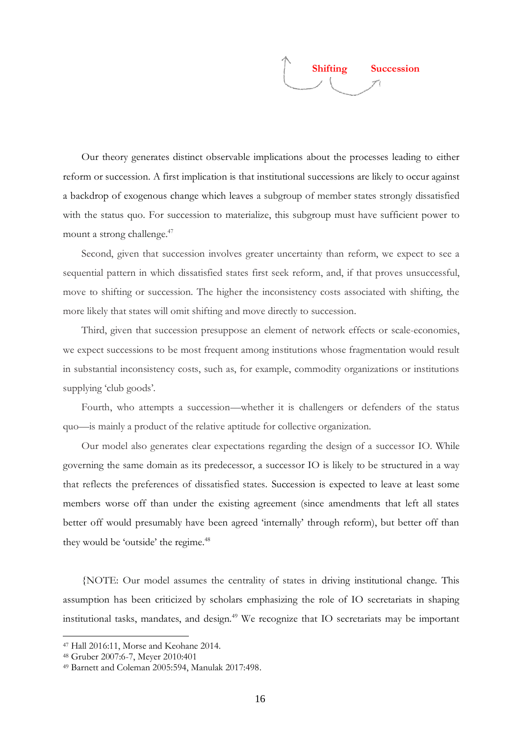**Shifting** **Succession**

Our theory generates distinct observable implications about the processes leading to either reform or succession. A first implication is that institutional successions are likely to occur against a backdrop of exogenous change which leaves a subgroup of member states strongly dissatisfied with the status quo. For succession to materialize, this subgroup must have sufficient power to mount a strong challenge.[47]

Second, given that succession involves greater uncertainty than reform, we expect to see a sequential pattern in which dissatisfied states first seek reform, and, if that proves unsuccessful, move to shifting or succession. The higher the inconsistency costs associated with shifting, the more likely that states will omit shifting and move directly to succession.

Third, given that succession presuppose an element of network effects or scale-economies, we expect successions to be most frequent among institutions whose fragmentation would result in substantial inconsistency costs, such as, for example, commodity organizations or institutions supplying 'club goods'.

Fourth, who attempts a succession—whether it is challengers or defenders of the status quo—is mainly a product of the relative aptitude for collective organization.

Our model also generates clear expectations regarding the design of a successor IO. While governing the same domain as its predecessor, a successor IO is likely to be structured in a way that reflects the preferences of dissatisfied states. Succession is expected to leave at least some members worse off than under the existing agreement (since amendments that left all states better off would presumably have been agreed 'internally' through reform), but better off than they would be 'outside' the regime.[48]

{NOTE: Our model assumes the centrality of states in driving institutional change. This assumption has been criticized by scholars emphasizing the role of IO secretariats in shaping institutional tasks, mandates, and design.[49] We recognize that IO secretariats may be important

---

[47] Hall 2016:11, Morse and Keohane 2014.

[48] Gruber 2007:6-7, Meyer 2010:401

[49] Barnett and Coleman 2005:594, Manulak 2017:498.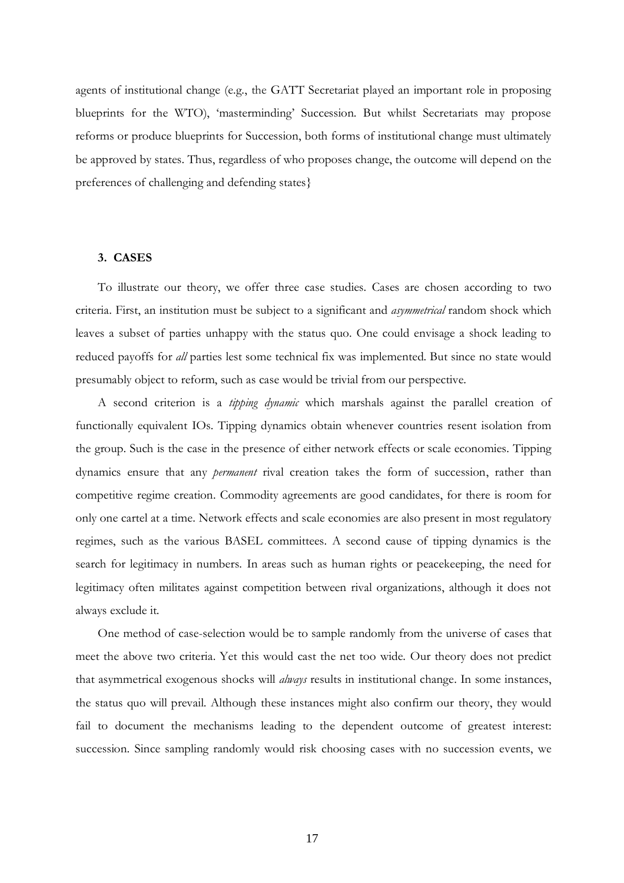agents of institutional change (e.g., the GATT Secretariat played an important role in proposing blueprints for the WTO), 'masterminding' Succession. But whilst Secretariats may propose reforms or produce blueprints for Succession, both forms of institutional change must ultimately be approved by states. Thus, regardless of who proposes change, the outcome will depend on the preferences of challenging and defending states}

### 3. CASES

To illustrate our theory, we offer three case studies. Cases are chosen according to two criteria. First, an institution must be subject to a significant and *asymmetrical* random shock which leaves a subset of parties unhappy with the status quo. One could envisage a shock leading to reduced payoffs for *all* parties lest some technical fix was implemented. But since no state would presumably object to reform, such as case would be trivial from our perspective.

A second criterion is a *tipping dynamic* which marshals against the parallel creation of functionally equivalent IOs. Tipping dynamics obtain whenever countries resent isolation from the group. Such is the case in the presence of either network effects or scale economies. Tipping dynamics ensure that any *permanent* rival creation takes the form of succession, rather than competitive regime creation. Commodity agreements are good candidates, for there is room for only one cartel at a time. Network effects and scale economies are also present in most regulatory regimes, such as the various BASEL committees. A second cause of tipping dynamics is the search for legitimacy in numbers. In areas such as human rights or peacekeeping, the need for legitimacy often militates against competition between rival organizations, although it does not always exclude it.

One method of case-selection would be to sample randomly from the universe of cases that meet the above two criteria. Yet this would cast the net too wide. Our theory does not predict that asymmetrical exogenous shocks will *always* results in institutional change. In some instances, the status quo will prevail. Although these instances might also confirm our theory, they would fail to document the mechanisms leading to the dependent outcome of greatest interest: succession. Since sampling randomly would risk choosing cases with no succession events, we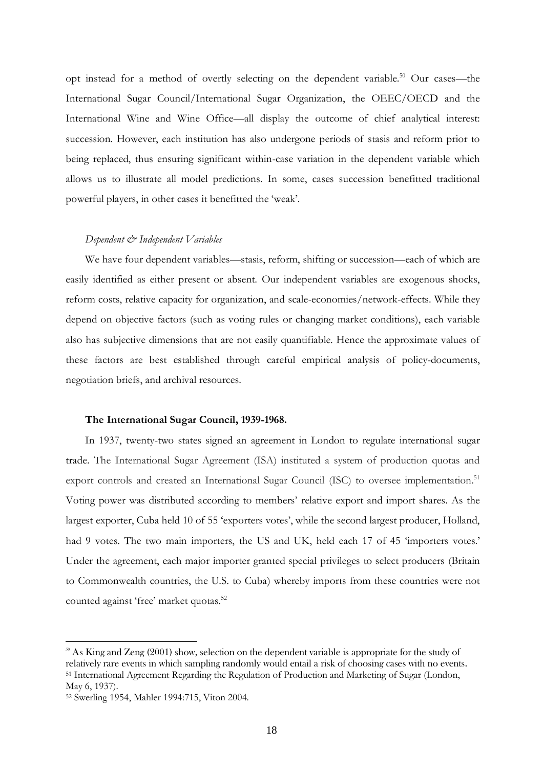opt instead for a method of overtly selecting on the dependent variable.[50] Our cases—the International Sugar Council/International Sugar Organization, the OEEC/OECD and the International Wine and Wine Office—all display the outcome of chief analytical interest: succession. However, each institution has also undergone periods of stasis and reform prior to being replaced, thus ensuring significant within-case variation in the dependent variable which allows us to illustrate all model predictions. In some, cases succession benefitted traditional powerful players, in other cases it benefitted the 'weak'.

*Dependent & Independent Variables*

We have four dependent variables—stasis, reform, shifting or succession—each of which are easily identified as either present or absent. Our independent variables are exogenous shocks, reform costs, relative capacity for organization, and scale-economies/network-effects. While they depend on objective factors (such as voting rules or changing market conditions), each variable also has subjective dimensions that are not easily quantifiable. Hence the approximate values of these factors are best established through careful empirical analysis of policy-documents, negotiation briefs, and archival resources.

**The International Sugar Council, 1939-1968.**

In 1937, twenty-two states signed an agreement in London to regulate international sugar trade. The International Sugar Agreement (ISA) instituted a system of production quotas and export controls and created an International Sugar Council (ISC) to oversee implementation.[51] Voting power was distributed according to members' relative export and import shares. As the largest exporter, Cuba held 10 of 55 'exporters votes', while the second largest producer, Holland, had 9 votes. The two main importers, the US and UK, held each 17 of 45 'importers votes.' Under the agreement, each major importer granted special privileges to select producers (Britain to Commonwealth countries, the U.S. to Cuba) whereby imports from these countries were not counted against 'free' market quotas.[52]

---

[50] As King and Zeng (2001) show, selection on the dependent variable is appropriate for the study of relatively rare events in which sampling randomly would entail a risk of choosing cases with no events.

[51] International Agreement Regarding the Regulation of Production and Marketing of Sugar (London, May 6, 1937).

[52] Swerling 1954, Mahler 1994:715, Viton 2004.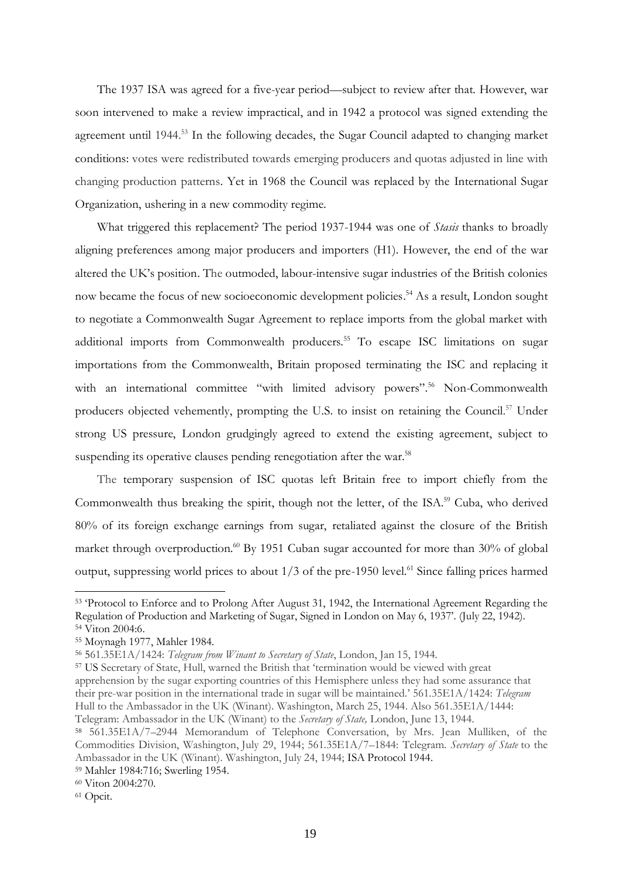The 1937 ISA was agreed for a five-year period—subject to review after that. However, war soon intervened to make a review impractical, and in 1942 a protocol was signed extending the agreement until 1944.[53] In the following decades, the Sugar Council adapted to changing market conditions: votes were redistributed towards emerging producers and quotas adjusted in line with changing production patterns. Yet in 1968 the Council was replaced by the International Sugar Organization, ushering in a new commodity regime.

What triggered this replacement? The period 1937-1944 was one of *Stasis* thanks to broadly aligning preferences among major producers and importers (H1). However, the end of the war altered the UK's position. The outmoded, labour-intensive sugar industries of the British colonies now became the focus of new socioeconomic development policies.[54] As a result, London sought to negotiate a Commonwealth Sugar Agreement to replace imports from the global market with additional imports from Commonwealth producers.[55] To escape ISC limitations on sugar importations from the Commonwealth, Britain proposed terminating the ISC and replacing it with an international committee "with limited advisory powers".[56] Non-Commonwealth producers objected vehemently, prompting the U.S. to insist on retaining the Council.[57] Under strong US pressure, London grudgingly agreed to extend the existing agreement, subject to suspending its operative clauses pending renegotiation after the war.[58]

The temporary suspension of ISC quotas left Britain free to import chiefly from the Commonwealth thus breaking the spirit, though not the letter, of the ISA.[59] Cuba, who derived 80% of its foreign exchange earnings from sugar, retaliated against the closure of the British market through overproduction.[60] By 1951 Cuban sugar accounted for more than 30% of global output, suppressing world prices to about 1/3 of the pre-1950 level.[61] Since falling prices harmed

---

[53] 'Protocol to Enforce and to Prolong After August 31, 1942, the International Agreement Regarding the Regulation of Production and Marketing of Sugar, Signed in London on May 6, 1937'. (July 22, 1942).

[54] Viton 2004:6.

[55] Moynagh 1977, Mahler 1984.

[56] 561.35E1A/1424: *Telegram from Winant to Secretary of State*, London, Jan 15, 1944.

[57] US Secretary of State, Hull, warned the British that 'termination would be viewed with great apprehension by the sugar exporting countries of this Hemisphere unless they had some assurance that their pre-war position in the international trade in sugar will be maintained.' 561.35E1A/1424: *Telegram* Hull to the Ambassador in the UK (Winant). Washington, March 25, 1944. Also 561.35E1A/1444: Telegram: Ambassador in the UK (Winant) to the *Secretary of State,* London, June 13, 1944.

[58] 561.35E1A/7–2944 Memorandum of Telephone Conversation, by Mrs. Jean Mulliken, of the Commodities Division, Washington, July 29, 1944; 561.35E1A/7–1844: Telegram. *Secretary of State* to the Ambassador in the UK (Winant). Washington, July 24, 1944; ISA Protocol 1944.

[59] Mahler 1984:716; Swerling 1954.

[60] Viton 2004:270.

[61] Opcit.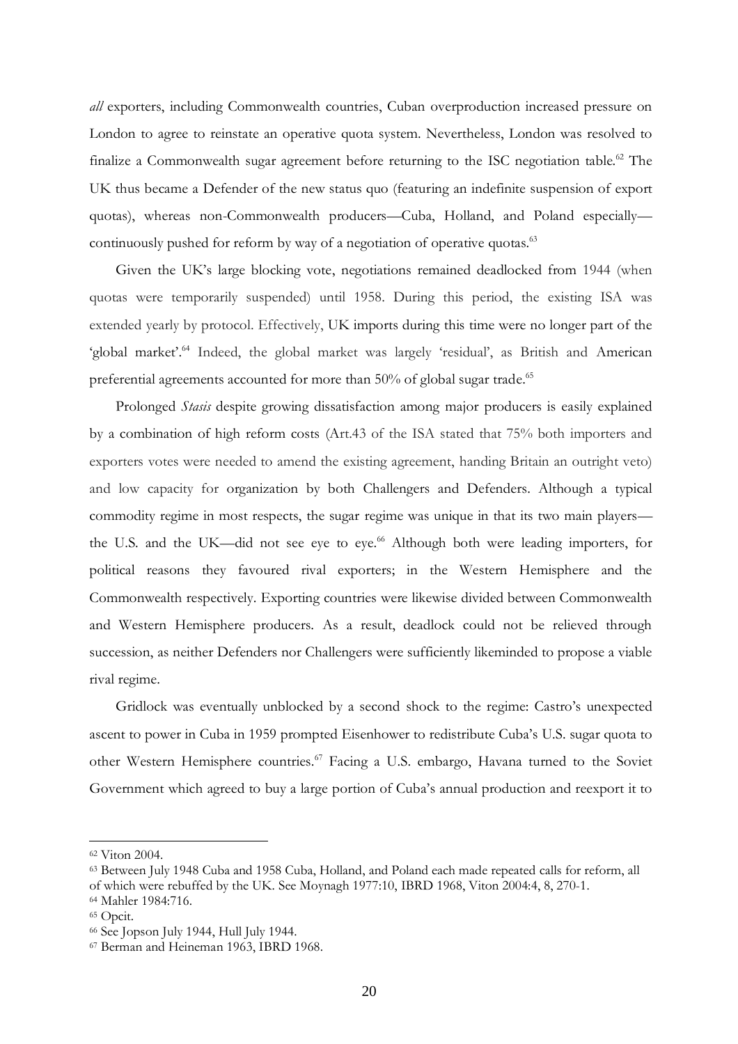*all* exporters, including Commonwealth countries, Cuban overproduction increased pressure on London to agree to reinstate an operative quota system. Nevertheless, London was resolved to finalize a Commonwealth sugar agreement before returning to the ISC negotiation table.[62] The UK thus became a Defender of the new status quo (featuring an indefinite suspension of export quotas), whereas non-Commonwealth producers—Cuba, Holland, and Poland especially—continuously pushed for reform by way of a negotiation of operative quotas.[63]

Given the UK's large blocking vote, negotiations remained deadlocked from 1944 (when quotas were temporarily suspended) until 1958. During this period, the existing ISA was extended yearly by protocol. Effectively, UK imports during this time were no longer part of the 'global market'.[64] Indeed, the global market was largely 'residual', as British and American preferential agreements accounted for more than 50% of global sugar trade.[65]

Prolonged *Stasis* despite growing dissatisfaction among major producers is easily explained by a combination of high reform costs (Art.43 of the ISA stated that 75% both importers and exporters votes were needed to amend the existing agreement, handing Britain an outright veto) and low capacity for organization by both Challengers and Defenders. Although a typical commodity regime in most respects, the sugar regime was unique in that its two main players—the U.S. and the UK—did not see eye to eye.[66] Although both were leading importers, for political reasons they favoured rival exporters; in the Western Hemisphere and the Commonwealth respectively. Exporting countries were likewise divided between Commonwealth and Western Hemisphere producers. As a result, deadlock could not be relieved through succession, as neither Defenders nor Challengers were sufficiently likeminded to propose a viable rival regime.

Gridlock was eventually unblocked by a second shock to the regime: Castro's unexpected ascent to power in Cuba in 1959 prompted Eisenhower to redistribute Cuba's U.S. sugar quota to other Western Hemisphere countries.[67] Facing a U.S. embargo, Havana turned to the Soviet Government which agreed to buy a large portion of Cuba's annual production and reexport it to

---

[62] Viton 2004.

[63] Between July 1948 Cuba and 1958 Cuba, Holland, and Poland each made repeated calls for reform, all of which were rebuffed by the UK. See Moynagh 1977:10, IBRD 1968, Viton 2004:4, 8, 270-1.

[64] Mahler 1984:716.

[65] Opcit.

[66] See Jopson July 1944, Hull July 1944.

[67] Berman and Heineman 1963, IBRD 1968.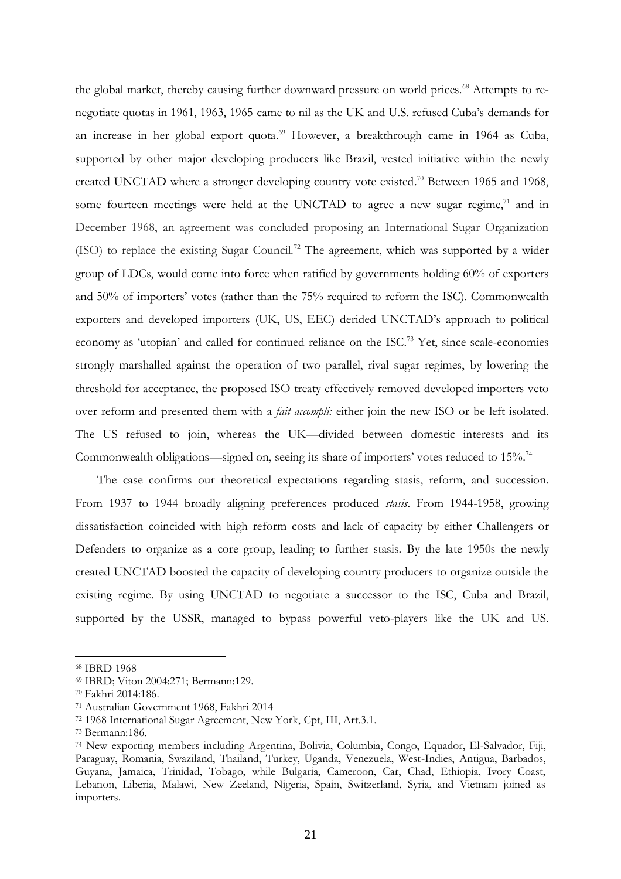the global market, thereby causing further downward pressure on world prices.[68] Attempts to re-negotiate quotas in 1961, 1963, 1965 came to nil as the UK and U.S. refused Cuba's demands for an increase in her global export quota.[69] However, a breakthrough came in 1964 as Cuba, supported by other major developing producers like Brazil, vested initiative within the newly created UNCTAD where a stronger developing country vote existed.[70] Between 1965 and 1968, some fourteen meetings were held at the UNCTAD to agree a new sugar regime,[71] and in December 1968, an agreement was concluded proposing an International Sugar Organization (ISO) to replace the existing Sugar Council.[72] The agreement, which was supported by a wider group of LDCs, would come into force when ratified by governments holding 60% of exporters and 50% of importers' votes (rather than the 75% required to reform the ISC). Commonwealth exporters and developed importers (UK, US, EEC) derided UNCTAD's approach to political economy as 'utopian' and called for continued reliance on the ISC.[73] Yet, since scale-economies strongly marshalled against the operation of two parallel, rival sugar regimes, by lowering the threshold for acceptance, the proposed ISO treaty effectively removed developed importers veto over reform and presented them with a *fait accompli:* either join the new ISO or be left isolated. The US refused to join, whereas the UK—divided between domestic interests and its Commonwealth obligations—signed on, seeing its share of importers' votes reduced to 15%.[74]

The case confirms our theoretical expectations regarding stasis, reform, and succession. From 1937 to 1944 broadly aligning preferences produced *stasis*. From 1944-1958, growing dissatisfaction coincided with high reform costs and lack of capacity by either Challengers or Defenders to organize as a core group, leading to further stasis. By the late 1950s the newly created UNCTAD boosted the capacity of developing country producers to organize outside the existing regime. By using UNCTAD to negotiate a successor to the ISC, Cuba and Brazil, supported by the USSR, managed to bypass powerful veto-players like the UK and US.

---

[68] IBRD 1968

[69] IBRD; Viton 2004:271; Bermann:129.

[70] Fakhri 2014:186.

[71] Australian Government 1968, Fakhri 2014

[72] 1968 International Sugar Agreement, New York, Cpt, III, Art.3.1.

[73] Bermann:186.

[74] New exporting members including Argentina, Bolivia, Columbia, Congo, Equador, El-Salvador, Fiji, Paraguay, Romania, Swaziland, Thailand, Turkey, Uganda, Venezuela, West-Indies, Antigua, Barbados, Guyana, Jamaica, Trinidad, Tobago, while Bulgaria, Cameroon, Car, Chad, Ethiopia, Ivory Coast, Lebanon, Liberia, Malawi, New Zeeland, Nigeria, Spain, Switzerland, Syria, and Vietnam joined as importers.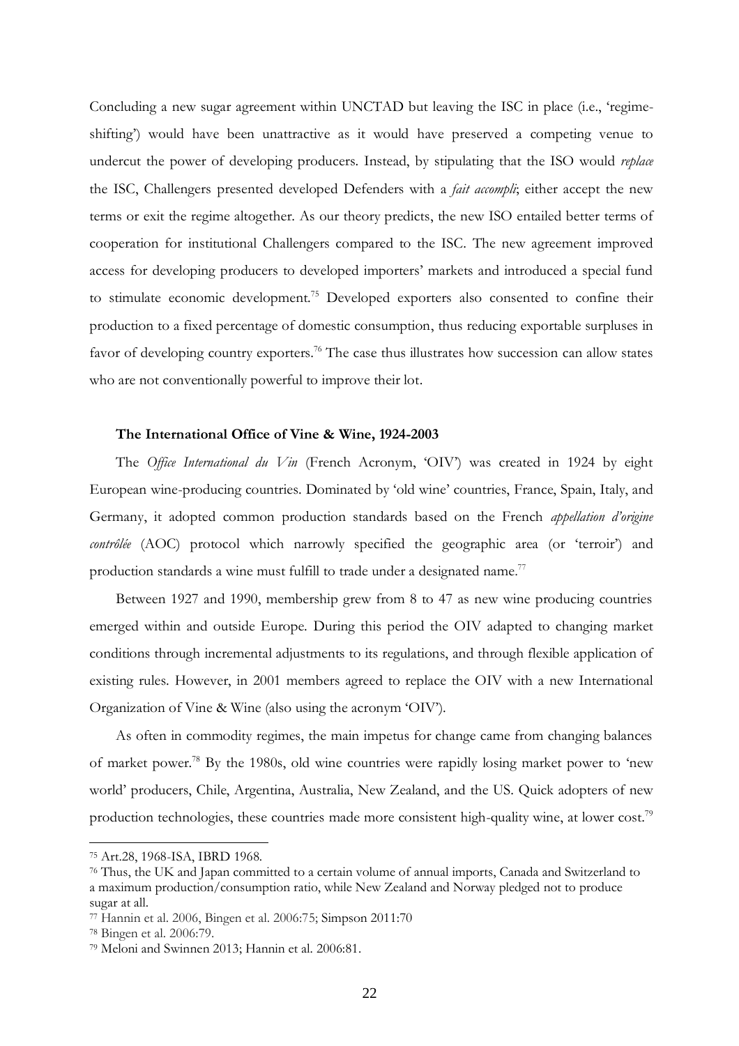Concluding a new sugar agreement within UNCTAD but leaving the ISC in place (i.e., 'regime-shifting') would have been unattractive as it would have preserved a competing venue to undercut the power of developing producers. Instead, by stipulating that the ISO would *replace* the ISC, Challengers presented developed Defenders with a *fait accompli*; either accept the new terms or exit the regime altogether. As our theory predicts, the new ISO entailed better terms of cooperation for institutional Challengers compared to the ISC. The new agreement improved access for developing producers to developed importers' markets and introduced a special fund to stimulate economic development.[75] Developed exporters also consented to confine their production to a fixed percentage of domestic consumption, thus reducing exportable surpluses in favor of developing country exporters.[76] The case thus illustrates how succession can allow states who are not conventionally powerful to improve their lot.

#### The International Office of Vine & Wine, 1924-2003

The *Office International du Vin* (French Acronym, 'OIV') was created in 1924 by eight European wine-producing countries. Dominated by 'old wine' countries, France, Spain, Italy, and Germany, it adopted common production standards based on the French *appellation d'origine contrôlée* (AOC) protocol which narrowly specified the geographic area (or 'terroir') and production standards a wine must fulfill to trade under a designated name.[77]

Between 1927 and 1990, membership grew from 8 to 47 as new wine producing countries emerged within and outside Europe. During this period the OIV adapted to changing market conditions through incremental adjustments to its regulations, and through flexible application of existing rules. However, in 2001 members agreed to replace the OIV with a new International Organization of Vine & Wine (also using the acronym 'OIV').

As often in commodity regimes, the main impetus for change came from changing balances of market power.[78] By the 1980s, old wine countries were rapidly losing market power to 'new world' producers, Chile, Argentina, Australia, New Zealand, and the US. Quick adopters of new production technologies, these countries made more consistent high-quality wine, at lower cost.[79]

---

[75] Art.28, 1968-ISA, IBRD 1968.

[76] Thus, the UK and Japan committed to a certain volume of annual imports, Canada and Switzerland to a maximum production/consumption ratio, while New Zealand and Norway pledged not to produce sugar at all.

[77] Hannin et al. 2006, Bingen et al. 2006:75; Simpson 2011:70

[78] Bingen et al. 2006:79.

[79] Meloni and Swinnen 2013; Hannin et al. 2006:81.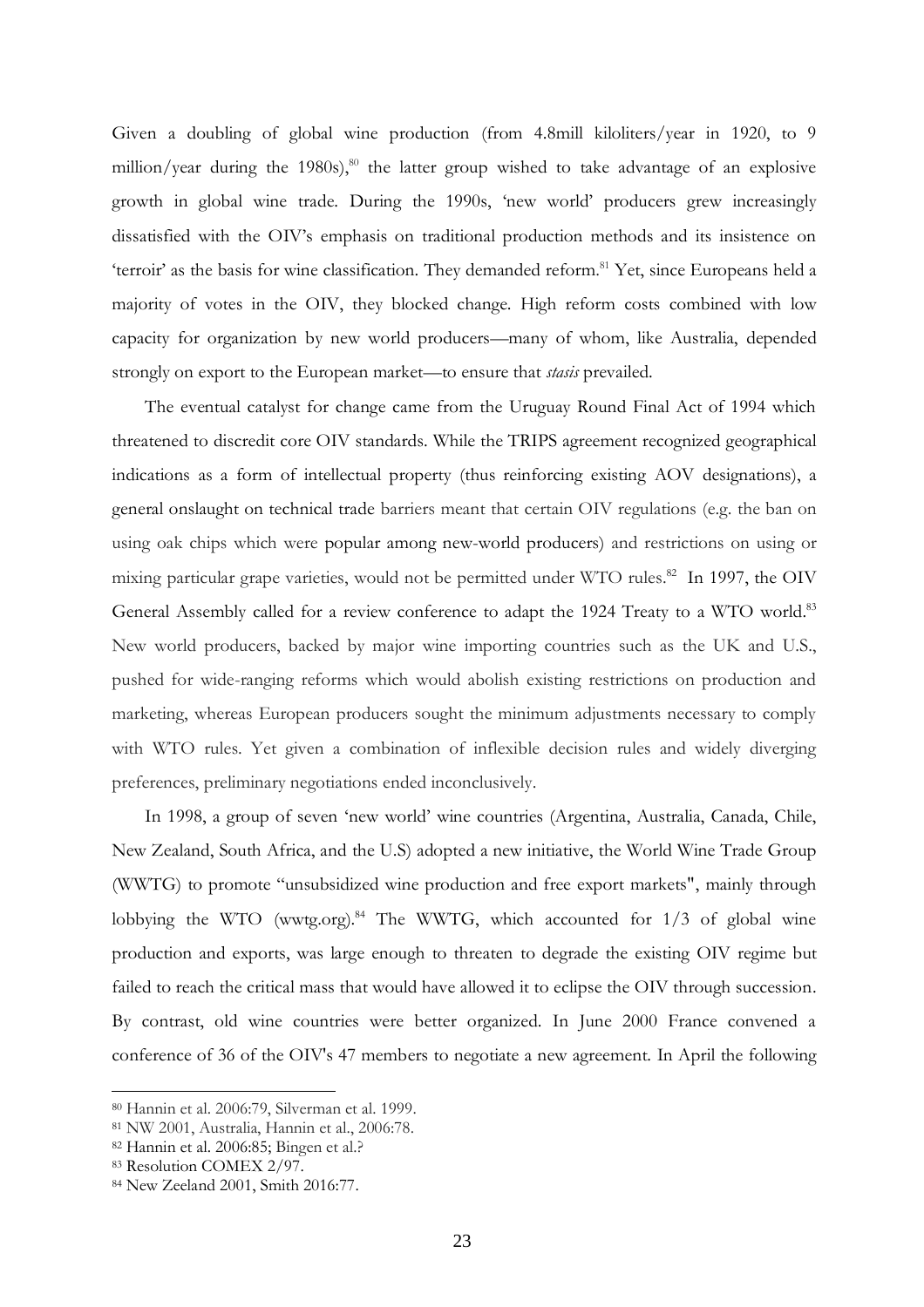Given a doubling of global wine production (from 4.8mill kiloliters/year in 1920, to 9 million/year during the 1980s),[80] the latter group wished to take advantage of an explosive growth in global wine trade. During the 1990s, 'new world' producers grew increasingly dissatisfied with the OIV's emphasis on traditional production methods and its insistence on 'terroir' as the basis for wine classification. They demanded reform.[81] Yet, since Europeans held a majority of votes in the OIV, they blocked change. High reform costs combined with low capacity for organization by new world producers—many of whom, like Australia, depended strongly on export to the European market—to ensure that *stasis* prevailed.

The eventual catalyst for change came from the Uruguay Round Final Act of 1994 which threatened to discredit core OIV standards. While the TRIPS agreement recognized geographical indications as a form of intellectual property (thus reinforcing existing AOV designations), a general onslaught on technical trade barriers meant that certain OIV regulations (e.g. the ban on using oak chips which were popular among new-world producers) and restrictions on using or mixing particular grape varieties, would not be permitted under WTO rules.[82] In 1997, the OIV General Assembly called for a review conference to adapt the 1924 Treaty to a WTO world.[83] New world producers, backed by major wine importing countries such as the UK and U.S., pushed for wide-ranging reforms which would abolish existing restrictions on production and marketing, whereas European producers sought the minimum adjustments necessary to comply with WTO rules. Yet given a combination of inflexible decision rules and widely diverging preferences, preliminary negotiations ended inconclusively.

In 1998, a group of seven 'new world' wine countries (Argentina, Australia, Canada, Chile, New Zealand, South Africa, and the U.S) adopted a new initiative, the World Wine Trade Group (WWTG) to promote "unsubsidized wine production and free export markets", mainly through lobbying the WTO (wwtg.org).[84] The WWTG, which accounted for 1/3 of global wine production and exports, was large enough to threaten to degrade the existing OIV regime but failed to reach the critical mass that would have allowed it to eclipse the OIV through succession. By contrast, old wine countries were better organized. In June 2000 France convened a conference of 36 of the OIV's 47 members to negotiate a new agreement. In April the following

---

[80] Hannin et al. 2006:79, Silverman et al. 1999.

[81] NW 2001, Australia, Hannin et al., 2006:78.

[82] Hannin et al. 2006:85; Bingen et al.?

[83] Resolution COMEX 2/97.

[84] New Zeeland 2001, Smith 2016:77.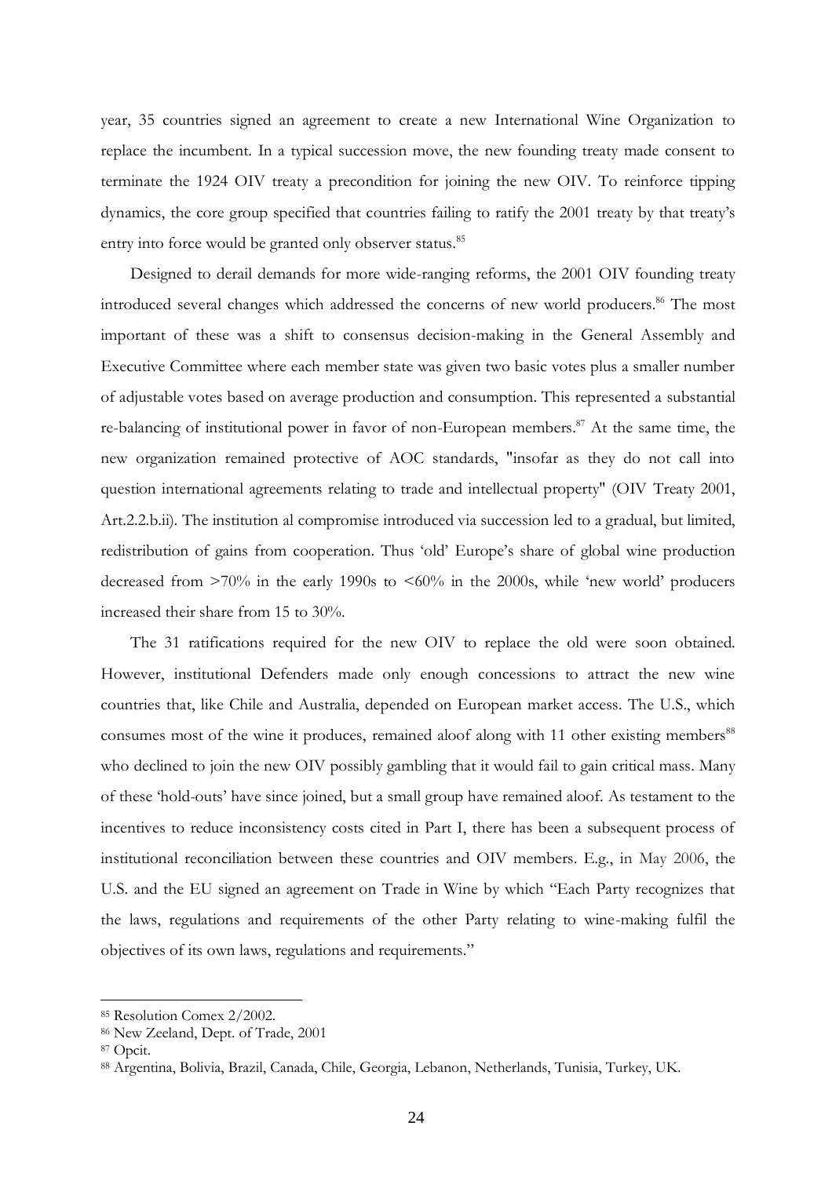year, 35 countries signed an agreement to create a new International Wine Organization to replace the incumbent. In a typical succession move, the new founding treaty made consent to terminate the 1924 OIV treaty a precondition for joining the new OIV. To reinforce tipping dynamics, the core group specified that countries failing to ratify the 2001 treaty by that treaty's entry into force would be granted only observer status.[85]

Designed to derail demands for more wide-ranging reforms, the 2001 OIV founding treaty introduced several changes which addressed the concerns of new world producers.[86] The most important of these was a shift to consensus decision-making in the General Assembly and Executive Committee where each member state was given two basic votes plus a smaller number of adjustable votes based on average production and consumption. This represented a substantial re-balancing of institutional power in favor of non-European members.[87] At the same time, the new organization remained protective of AOC standards, "insofar as they do not call into question international agreements relating to trade and intellectual property" (OIV Treaty 2001, Art.2.2.b.ii). The institution al compromise introduced via succession led to a gradual, but limited, redistribution of gains from cooperation. Thus 'old' Europe's share of global wine production decreased from >70% in the early 1990s to <60% in the 2000s, while 'new world' producers increased their share from 15 to 30%.

The 31 ratifications required for the new OIV to replace the old were soon obtained. However, institutional Defenders made only enough concessions to attract the new wine countries that, like Chile and Australia, depended on European market access. The U.S., which consumes most of the wine it produces, remained aloof along with 11 other existing members[88] who declined to join the new OIV possibly gambling that it would fail to gain critical mass. Many of these 'hold-outs' have since joined, but a small group have remained aloof. As testament to the incentives to reduce inconsistency costs cited in Part I, there has been a subsequent process of institutional reconciliation between these countries and OIV members. E.g., in May 2006, the U.S. and the EU signed an agreement on Trade in Wine by which "Each Party recognizes that the laws, regulations and requirements of the other Party relating to wine-making fulfil the objectives of its own laws, regulations and requirements."

---

[85] Resolution Comex 2/2002.

[86] New Zeeland, Dept. of Trade, 2001

[87] Opcit.

[88] Argentina, Bolivia, Brazil, Canada, Chile, Georgia, Lebanon, Netherlands, Tunisia, Turkey, UK.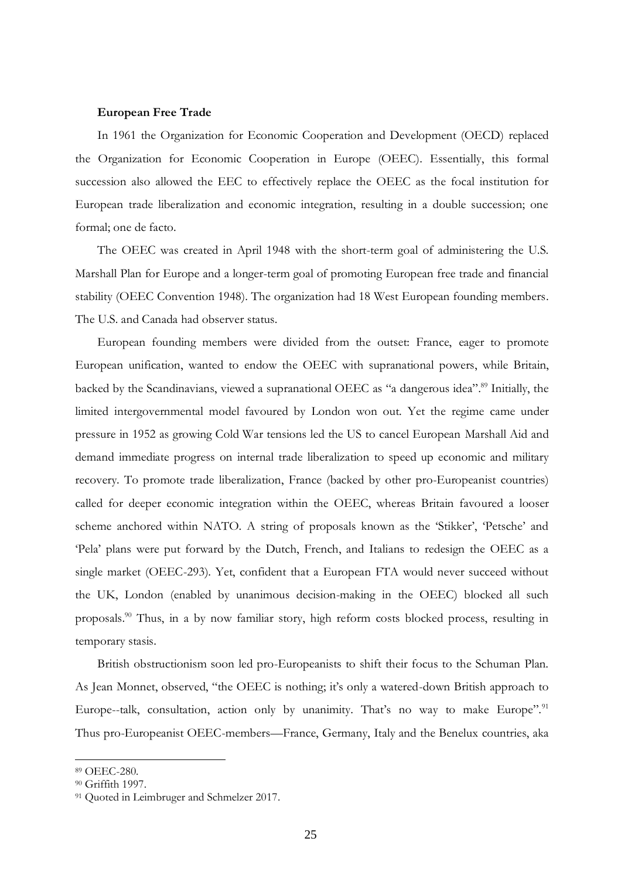**European Free Trade**

In 1961 the Organization for Economic Cooperation and Development (OECD) replaced the Organization for Economic Cooperation in Europe (OEEC). Essentially, this formal succession also allowed the EEC to effectively replace the OEEC as the focal institution for European trade liberalization and economic integration, resulting in a double succession; one formal; one de facto.

The OEEC was created in April 1948 with the short-term goal of administering the U.S. Marshall Plan for Europe and a longer-term goal of promoting European free trade and financial stability (OEEC Convention 1948). The organization had 18 West European founding members. The U.S. and Canada had observer status.

European founding members were divided from the outset: France, eager to promote European unification, wanted to endow the OEEC with supranational powers, while Britain, backed by the Scandinavians, viewed a supranational OEEC as "a dangerous idea".[89] Initially, the limited intergovernmental model favoured by London won out. Yet the regime came under pressure in 1952 as growing Cold War tensions led the US to cancel European Marshall Aid and demand immediate progress on internal trade liberalization to speed up economic and military recovery. To promote trade liberalization, France (backed by other pro-Europeanist countries) called for deeper economic integration within the OEEC, whereas Britain favoured a looser scheme anchored within NATO. A string of proposals known as the 'Stikker', 'Petsche' and 'Pela' plans were put forward by the Dutch, French, and Italians to redesign the OEEC as a single market (OEEC-293). Yet, confident that a European FTA would never succeed without the UK, London (enabled by unanimous decision-making in the OEEC) blocked all such proposals.[90] Thus, in a by now familiar story, high reform costs blocked process, resulting in temporary stasis.

British obstructionism soon led pro-Europeanists to shift their focus to the Schuman Plan. As Jean Monnet, observed, "the OEEC is nothing; it's only a watered-down British approach to Europe--talk, consultation, action only by unanimity. That's no way to make Europe".[91] Thus pro-Europeanist OEEC-members—France, Germany, Italy and the Benelux countries, aka

---

[89] OEEC-280.

[90] Griffith 1997.

[91] Quoted in Leimbruger and Schmelzer 2017.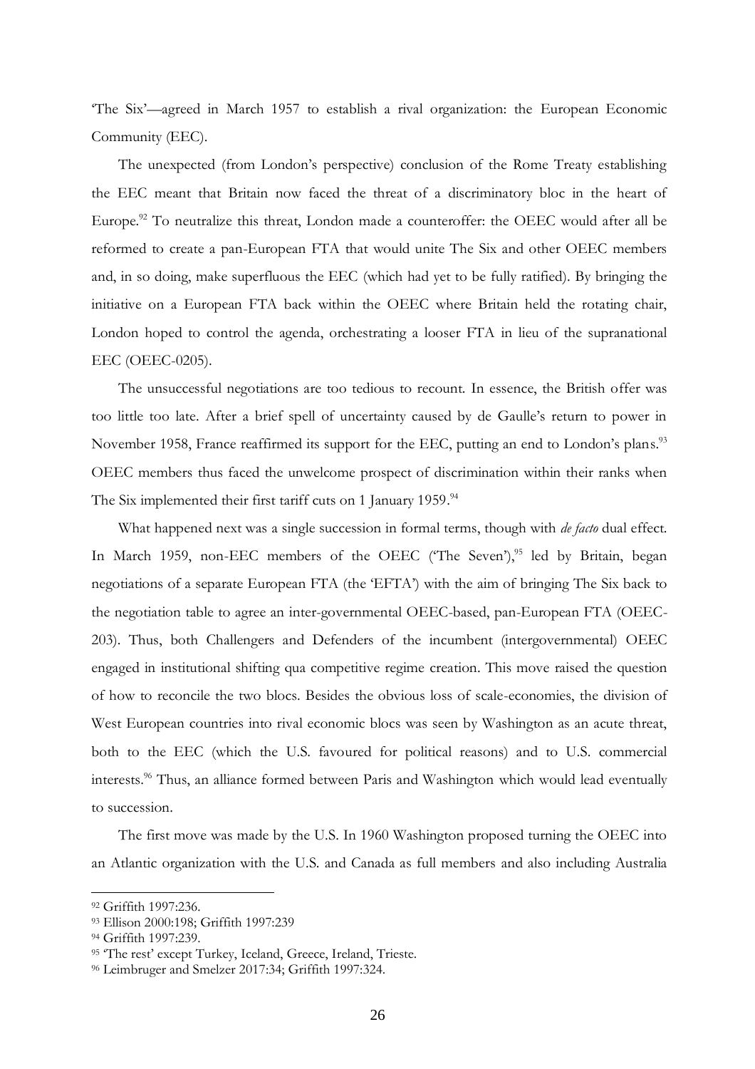'The Six'—agreed in March 1957 to establish a rival organization: the European Economic Community (EEC).

The unexpected (from London's perspective) conclusion of the Rome Treaty establishing the EEC meant that Britain now faced the threat of a discriminatory bloc in the heart of Europe.[92] To neutralize this threat, London made a counteroffer: the OEEC would after all be reformed to create a pan-European FTA that would unite The Six and other OEEC members and, in so doing, make superfluous the EEC (which had yet to be fully ratified). By bringing the initiative on a European FTA back within the OEEC where Britain held the rotating chair, London hoped to control the agenda, orchestrating a looser FTA in lieu of the supranational EEC (OEEC-0205).

The unsuccessful negotiations are too tedious to recount. In essence, the British offer was too little too late. After a brief spell of uncertainty caused by de Gaulle's return to power in November 1958, France reaffirmed its support for the EEC, putting an end to London's plans.[93] OEEC members thus faced the unwelcome prospect of discrimination within their ranks when The Six implemented their first tariff cuts on 1 January 1959.[94]

What happened next was a single succession in formal terms, though with *de facto* dual effect. In March 1959, non-EEC members of the OEEC ('The Seven'),[95] led by Britain, began negotiations of a separate European FTA (the 'EFTA') with the aim of bringing The Six back to the negotiation table to agree an inter-governmental OEEC-based, pan-European FTA (OEEC-203). Thus, both Challengers and Defenders of the incumbent (intergovernmental) OEEC engaged in institutional shifting qua competitive regime creation. This move raised the question of how to reconcile the two blocs. Besides the obvious loss of scale-economies, the division of West European countries into rival economic blocs was seen by Washington as an acute threat, both to the EEC (which the U.S. favoured for political reasons) and to U.S. commercial interests.[96] Thus, an alliance formed between Paris and Washington which would lead eventually to succession.

The first move was made by the U.S. In 1960 Washington proposed turning the OEEC into an Atlantic organization with the U.S. and Canada as full members and also including Australia

---

[92] Griffith 1997:236.

[93] Ellison 2000:198; Griffith 1997:239

[94] Griffith 1997:239.

[95] 'The rest' except Turkey, Iceland, Greece, Ireland, Trieste.

[96] Leimbruger and Smelzer 2017:34; Griffith 1997:324.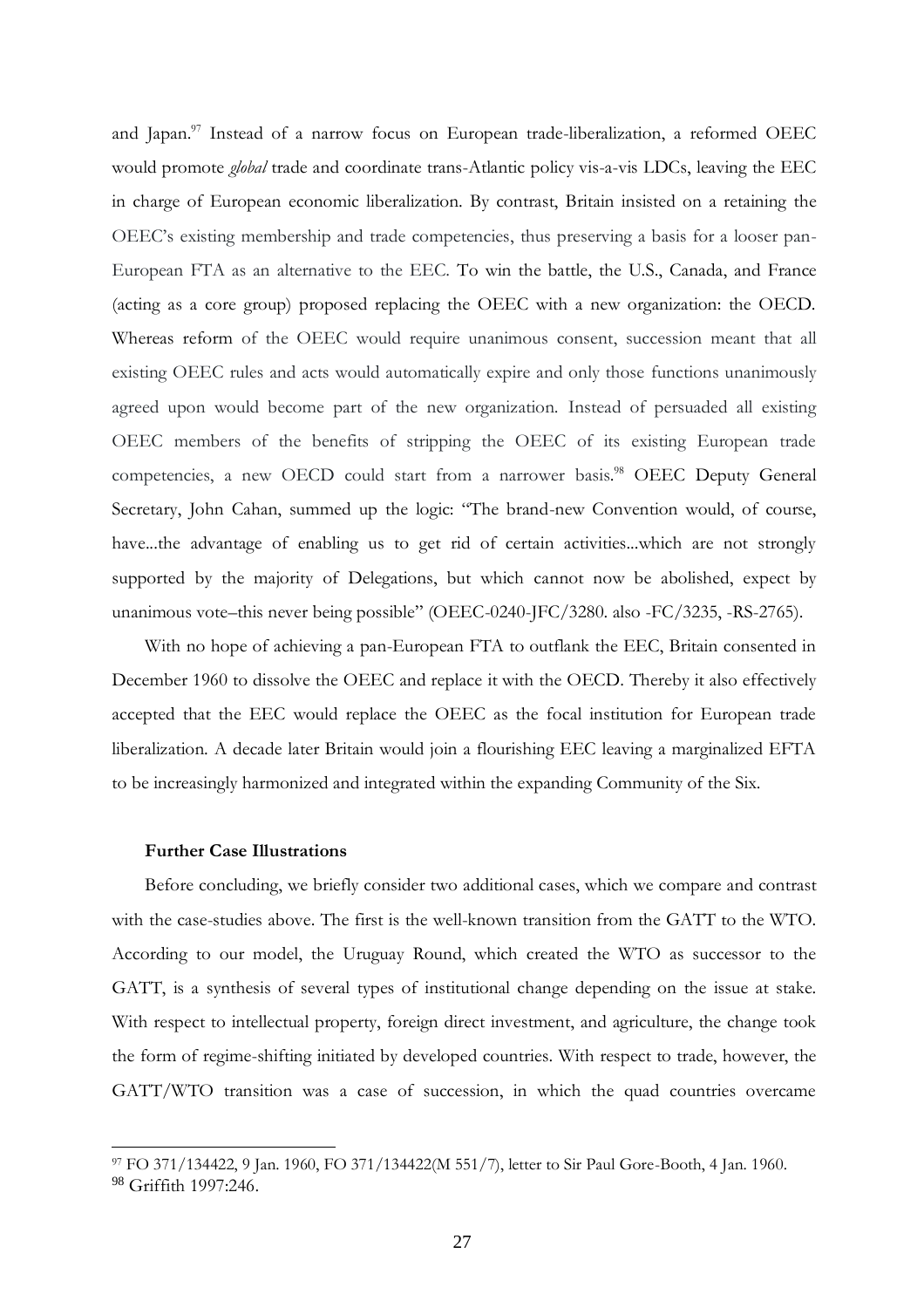and Japan.[97] Instead of a narrow focus on European trade-liberalization, a reformed OEEC would promote *global* trade and coordinate trans-Atlantic policy vis-a-vis LDCs, leaving the EEC in charge of European economic liberalization. By contrast, Britain insisted on a retaining the OEEC's existing membership and trade competencies, thus preserving a basis for a looser pan-European FTA as an alternative to the EEC. To win the battle, the U.S., Canada, and France (acting as a core group) proposed replacing the OEEC with a new organization: the OECD. Whereas reform of the OEEC would require unanimous consent, succession meant that all existing OEEC rules and acts would automatically expire and only those functions unanimously agreed upon would become part of the new organization. Instead of persuaded all existing OEEC members of the benefits of stripping the OEEC of its existing European trade competencies, a new OECD could start from a narrower basis.[98] OEEC Deputy General Secretary, John Cahan, summed up the logic: "The brand-new Convention would, of course, have...the advantage of enabling us to get rid of certain activities...which are not strongly supported by the majority of Delegations, but which cannot now be abolished, expect by unanimous vote–this never being possible" (OEEC-0240-JFC/3280. also -FC/3235, -RS-2765).

With no hope of achieving a pan-European FTA to outflank the EEC, Britain consented in December 1960 to dissolve the OEEC and replace it with the OECD. Thereby it also effectively accepted that the EEC would replace the OEEC as the focal institution for European trade liberalization. A decade later Britain would join a flourishing EEC leaving a marginalized EFTA to be increasingly harmonized and integrated within the expanding Community of the Six.

**Further Case Illustrations**

Before concluding, we briefly consider two additional cases, which we compare and contrast with the case-studies above. The first is the well-known transition from the GATT to the WTO. According to our model, the Uruguay Round, which created the WTO as successor to the GATT, is a synthesis of several types of institutional change depending on the issue at stake. With respect to intellectual property, foreign direct investment, and agriculture, the change took the form of regime-shifting initiated by developed countries. With respect to trade, however, the GATT/WTO transition was a case of succession, in which the quad countries overcame

---

[97] FO 371/134422, 9 Jan. 1960, FO 371/134422(M 551/7), letter to Sir Paul Gore-Booth, 4 Jan. 1960.

[98] Griffith 1997:246.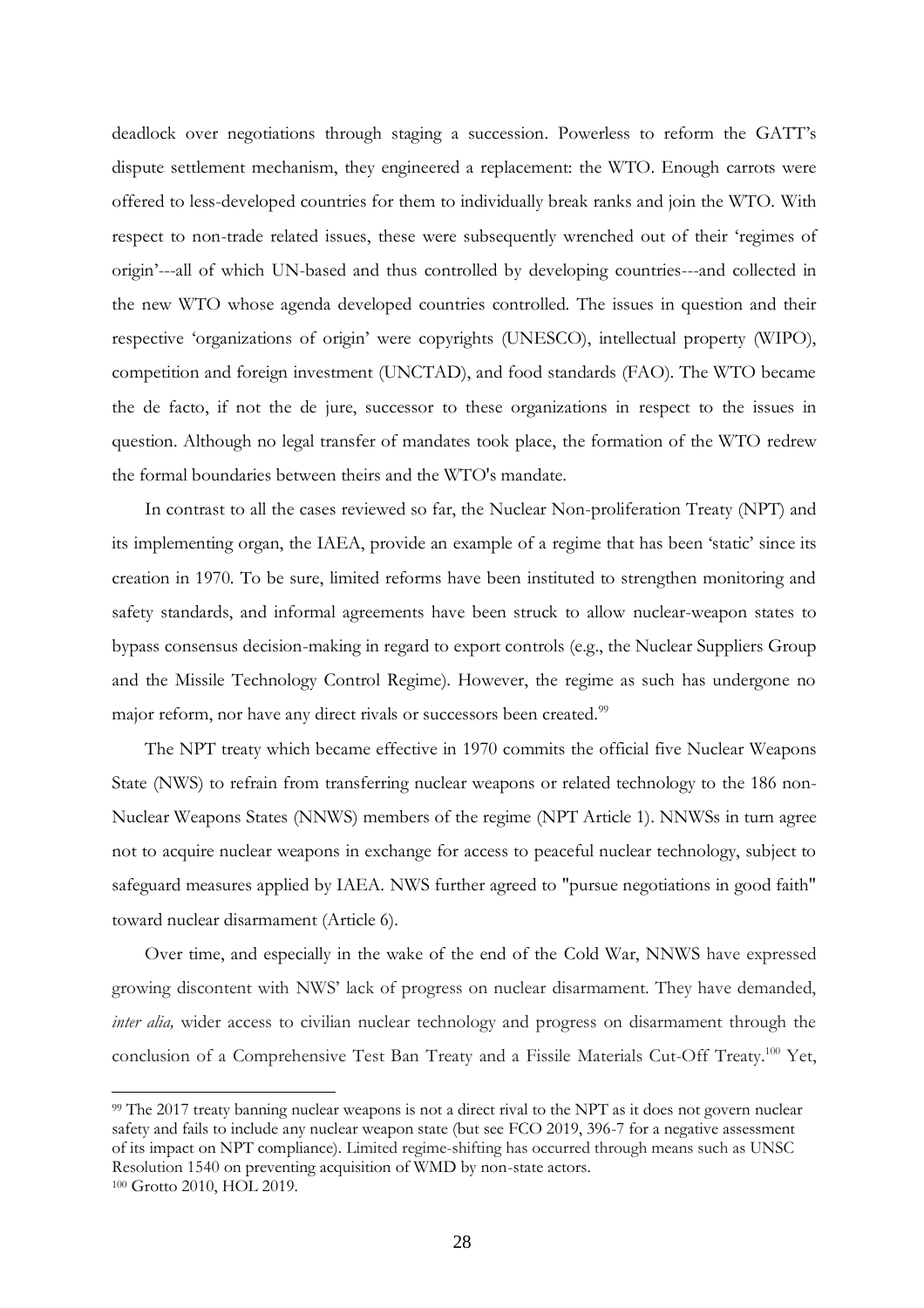deadlock over negotiations through staging a succession. Powerless to reform the GATT's dispute settlement mechanism, they engineered a replacement: the WTO. Enough carrots were offered to less-developed countries for them to individually break ranks and join the WTO. With respect to non-trade related issues, these were subsequently wrenched out of their 'regimes of origin'---all of which UN-based and thus controlled by developing countries---and collected in the new WTO whose agenda developed countries controlled. The issues in question and their respective 'organizations of origin' were copyrights (UNESCO), intellectual property (WIPO), competition and foreign investment (UNCTAD), and food standards (FAO). The WTO became the de facto, if not the de jure, successor to these organizations in respect to the issues in question. Although no legal transfer of mandates took place, the formation of the WTO redrew the formal boundaries between theirs and the WTO's mandate.

In contrast to all the cases reviewed so far, the Nuclear Non-proliferation Treaty (NPT) and its implementing organ, the IAEA, provide an example of a regime that has been 'static' since its creation in 1970. To be sure, limited reforms have been instituted to strengthen monitoring and safety standards, and informal agreements have been struck to allow nuclear-weapon states to bypass consensus decision-making in regard to export controls (e.g., the Nuclear Suppliers Group and the Missile Technology Control Regime). However, the regime as such has undergone no major reform, nor have any direct rivals or successors been created.[99]

The NPT treaty which became effective in 1970 commits the official five Nuclear Weapons State (NWS) to refrain from transferring nuclear weapons or related technology to the 186 non-Nuclear Weapons States (NNWS) members of the regime (NPT Article 1). NNWSs in turn agree not to acquire nuclear weapons in exchange for access to peaceful nuclear technology, subject to safeguard measures applied by IAEA. NWS further agreed to "pursue negotiations in good faith" toward nuclear disarmament (Article 6).

Over time, and especially in the wake of the end of the Cold War, NNWS have expressed growing discontent with NWS' lack of progress on nuclear disarmament. They have demanded, *inter alia,* wider access to civilian nuclear technology and progress on disarmament through the conclusion of a Comprehensive Test Ban Treaty and a Fissile Materials Cut-Off Treaty.[100] Yet,

[99] The 2017 treaty banning nuclear weapons is not a direct rival to the NPT as it does not govern nuclear safety and fails to include any nuclear weapon state (but see FCO 2019, 396-7 for a negative assessment of its impact on NPT compliance). Limited regime-shifting has occurred through means such as UNSC Resolution 1540 on preventing acquisition of WMD by non-state actors.

[100] Grotto 2010, HOL 2019.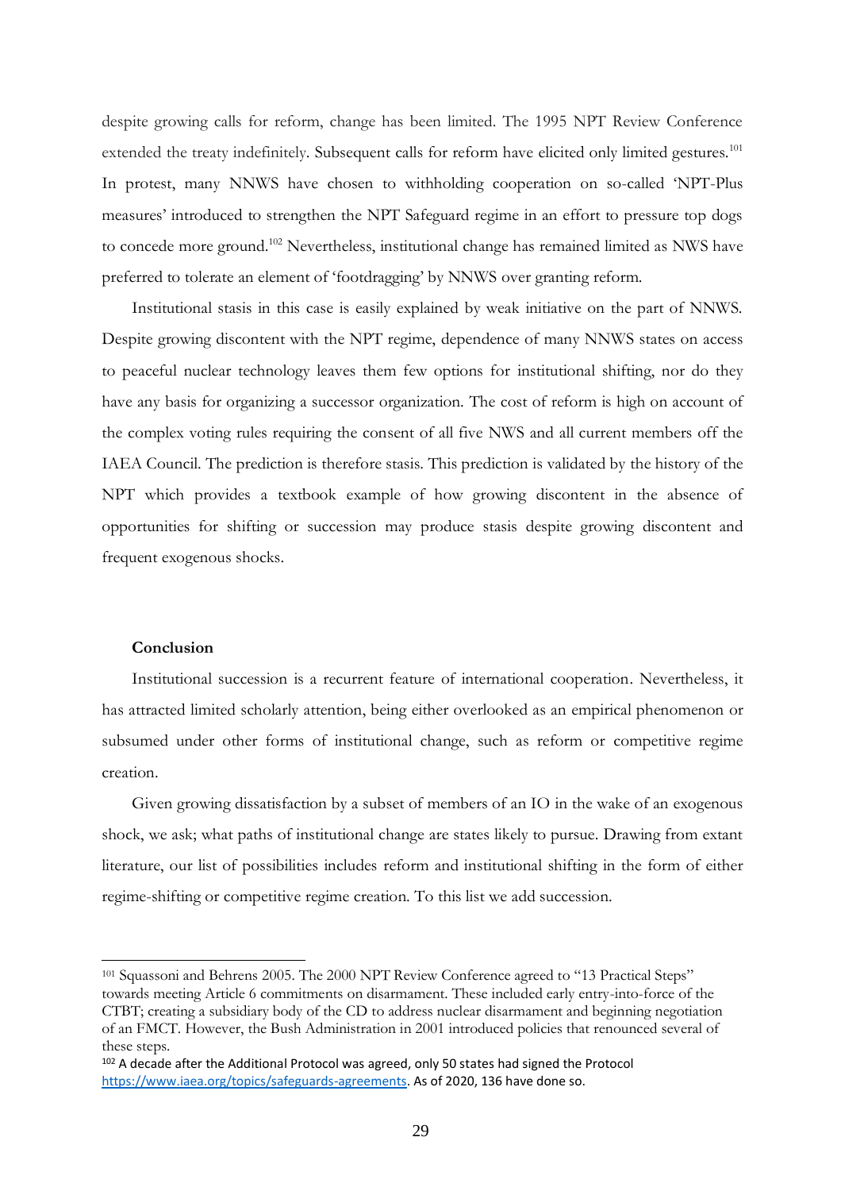despite growing calls for reform, change has been limited. The 1995 NPT Review Conference extended the treaty indefinitely. Subsequent calls for reform have elicited only limited gestures.[101] In protest, many NNWS have chosen to withholding cooperation on so-called 'NPT-Plus measures' introduced to strengthen the NPT Safeguard regime in an effort to pressure top dogs to concede more ground.[102] Nevertheless, institutional change has remained limited as NWS have preferred to tolerate an element of 'footdragging' by NNWS over granting reform.

Institutional stasis in this case is easily explained by weak initiative on the part of NNWS. Despite growing discontent with the NPT regime, dependence of many NNWS states on access to peaceful nuclear technology leaves them few options for institutional shifting, nor do they have any basis for organizing a successor organization. The cost of reform is high on account of the complex voting rules requiring the consent of all five NWS and all current members off the IAEA Council. The prediction is therefore stasis. This prediction is validated by the history of the NPT which provides a textbook example of how growing discontent in the absence of opportunities for shifting or succession may produce stasis despite growing discontent and frequent exogenous shocks.

## Conclusion

Institutional succession is a recurrent feature of international cooperation. Nevertheless, it has attracted limited scholarly attention, being either overlooked as an empirical phenomenon or subsumed under other forms of institutional change, such as reform or competitive regime creation.

Given growing dissatisfaction by a subset of members of an IO in the wake of an exogenous shock, we ask; what paths of institutional change are states likely to pursue. Drawing from extant literature, our list of possibilities includes reform and institutional shifting in the form of either regime-shifting or competitive regime creation. To this list we add succession.

---

[101] Squassoni and Behrens 2005. The 2000 NPT Review Conference agreed to "13 Practical Steps" towards meeting Article 6 commitments on disarmament. These included early entry-into-force of the CTBT; creating a subsidiary body of the CD to address nuclear disarmament and beginning negotiation of an FMCT. However, the Bush Administration in 2001 introduced policies that renounced several of these steps.

[102] A decade after the Additional Protocol was agreed, only 50 states had signed the Protocol https://www.iaea.org/topics/safeguards-agreements. As of 2020, 136 have done so.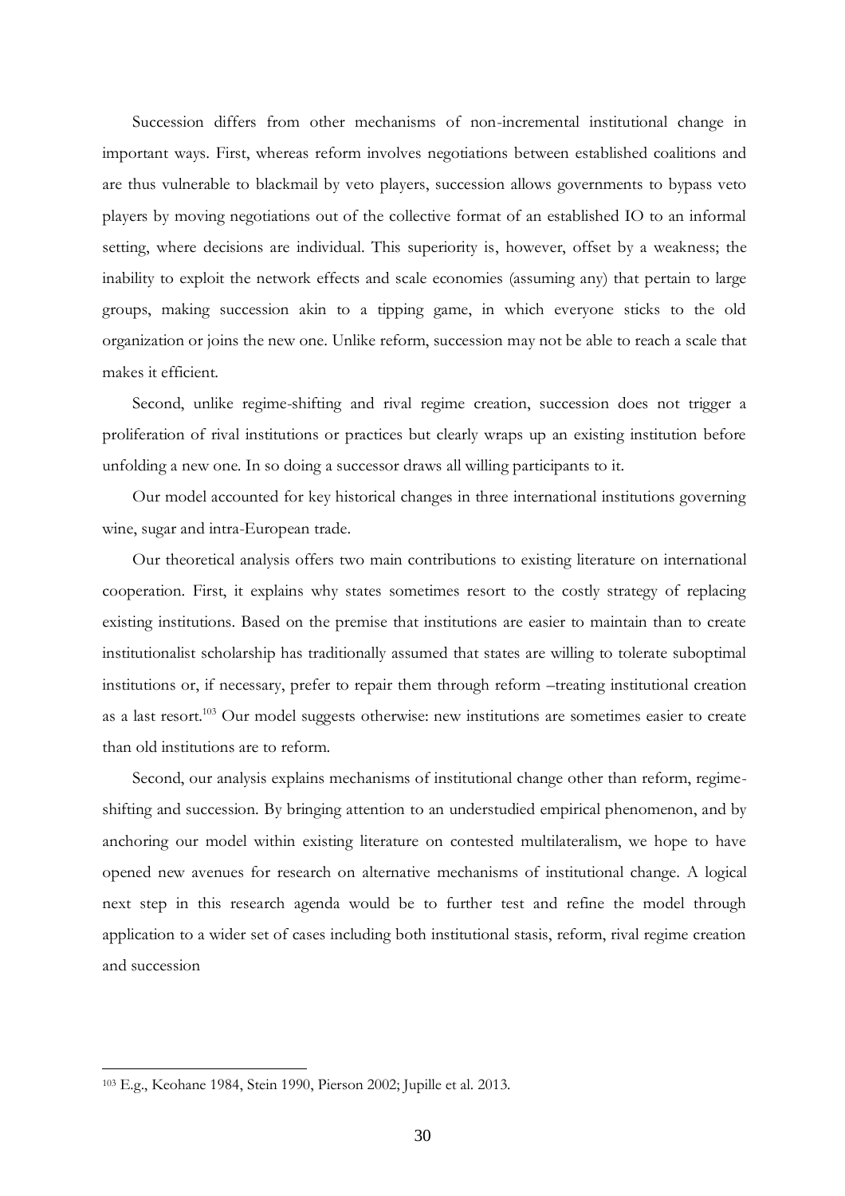Succession differs from other mechanisms of non-incremental institutional change in important ways. First, whereas reform involves negotiations between established coalitions and are thus vulnerable to blackmail by veto players, succession allows governments to bypass veto players by moving negotiations out of the collective format of an established IO to an informal setting, where decisions are individual. This superiority is, however, offset by a weakness; the inability to exploit the network effects and scale economies (assuming any) that pertain to large groups, making succession akin to a tipping game, in which everyone sticks to the old organization or joins the new one. Unlike reform, succession may not be able to reach a scale that makes it efficient.

Second, unlike regime-shifting and rival regime creation, succession does not trigger a proliferation of rival institutions or practices but clearly wraps up an existing institution before unfolding a new one. In so doing a successor draws all willing participants to it.

Our model accounted for key historical changes in three international institutions governing wine, sugar and intra-European trade.

Our theoretical analysis offers two main contributions to existing literature on international cooperation. First, it explains why states sometimes resort to the costly strategy of replacing existing institutions. Based on the premise that institutions are easier to maintain than to create institutionalist scholarship has traditionally assumed that states are willing to tolerate suboptimal institutions or, if necessary, prefer to repair them through reform –treating institutional creation as a last resort.[103] Our model suggests otherwise: new institutions are sometimes easier to create than old institutions are to reform.

Second, our analysis explains mechanisms of institutional change other than reform, regime-shifting and succession. By bringing attention to an understudied empirical phenomenon, and by anchoring our model within existing literature on contested multilateralism, we hope to have opened new avenues for research on alternative mechanisms of institutional change. A logical next step in this research agenda would be to further test and refine the model through application to a wider set of cases including both institutional stasis, reform, rival regime creation and succession

---

[103] E.g., Keohane 1984, Stein 1990, Pierson 2002; Jupille et al. 2013.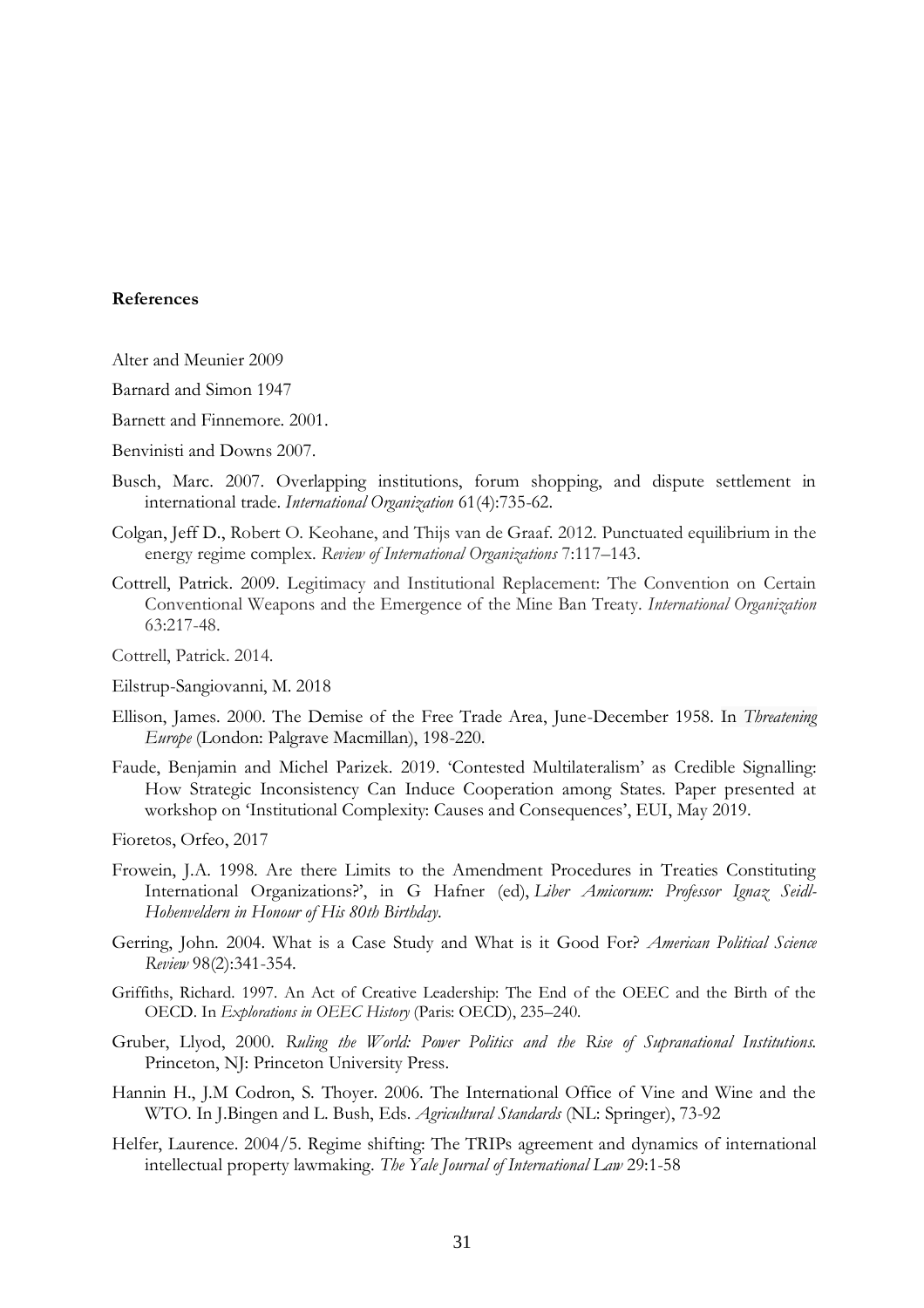**References**

Alter and Meunier 2009

Barnard and Simon 1947

Barnett and Finnemore. 2001.

Benvinisti and Downs 2007.

Busch, Marc. 2007. Overlapping institutions, forum shopping, and dispute settlement in international trade. *International Organization* 61(4):735-62.

Colgan, Jeff D., Robert O. Keohane, and Thijs van de Graaf. 2012. Punctuated equilibrium in the energy regime complex. *Review of International Organizations* 7:117–143.

Cottrell, Patrick. 2009. Legitimacy and Institutional Replacement: The Convention on Certain Conventional Weapons and the Emergence of the Mine Ban Treaty. *International Organization* 63:217-48.

Cottrell, Patrick. 2014.

Eilstrup-Sangiovanni, M. 2018

Ellison, James. 2000. The Demise of the Free Trade Area, June-December 1958. In *Threatening Europe* (London: Palgrave Macmillan), 198-220.

Faude, Benjamin and Michel Parizek. 2019. 'Contested Multilateralism' as Credible Signalling: How Strategic Inconsistency Can Induce Cooperation among States. Paper presented at workshop on 'Institutional Complexity: Causes and Consequences', EUI, May 2019.

Fioretos, Orfeo, 2017

Frowein, J.A. 1998. Are there Limits to the Amendment Procedures in Treaties Constituting International Organizations?', in G Hafner (ed), *Liber Amicorum: Professor Ignaz Seidl-Hohenveldern in Honour of His 80th Birthday*.

Gerring, John. 2004. What is a Case Study and What is it Good For? *American Political Science Review* 98(2):341-354.

Griffiths, Richard. 1997. An Act of Creative Leadership: The End of the OEEC and the Birth of the OECD. In *Explorations in OEEC History* (Paris: OECD), 235–240.

Gruber, Llyod, 2000. *Ruling the World: Power Politics and the Rise of Supranational Institutions.* Princeton, NJ: Princeton University Press.

Hannin H., J.M Codron, S. Thoyer. 2006. The International Office of Vine and Wine and the WTO. In J.Bingen and L. Bush, Eds. *Agricultural Standards* (NL: Springer), 73-92

Helfer, Laurence. 2004/5. Regime shifting: The TRIPs agreement and dynamics of international intellectual property lawmaking. *The Yale Journal of International Law* 29:1-58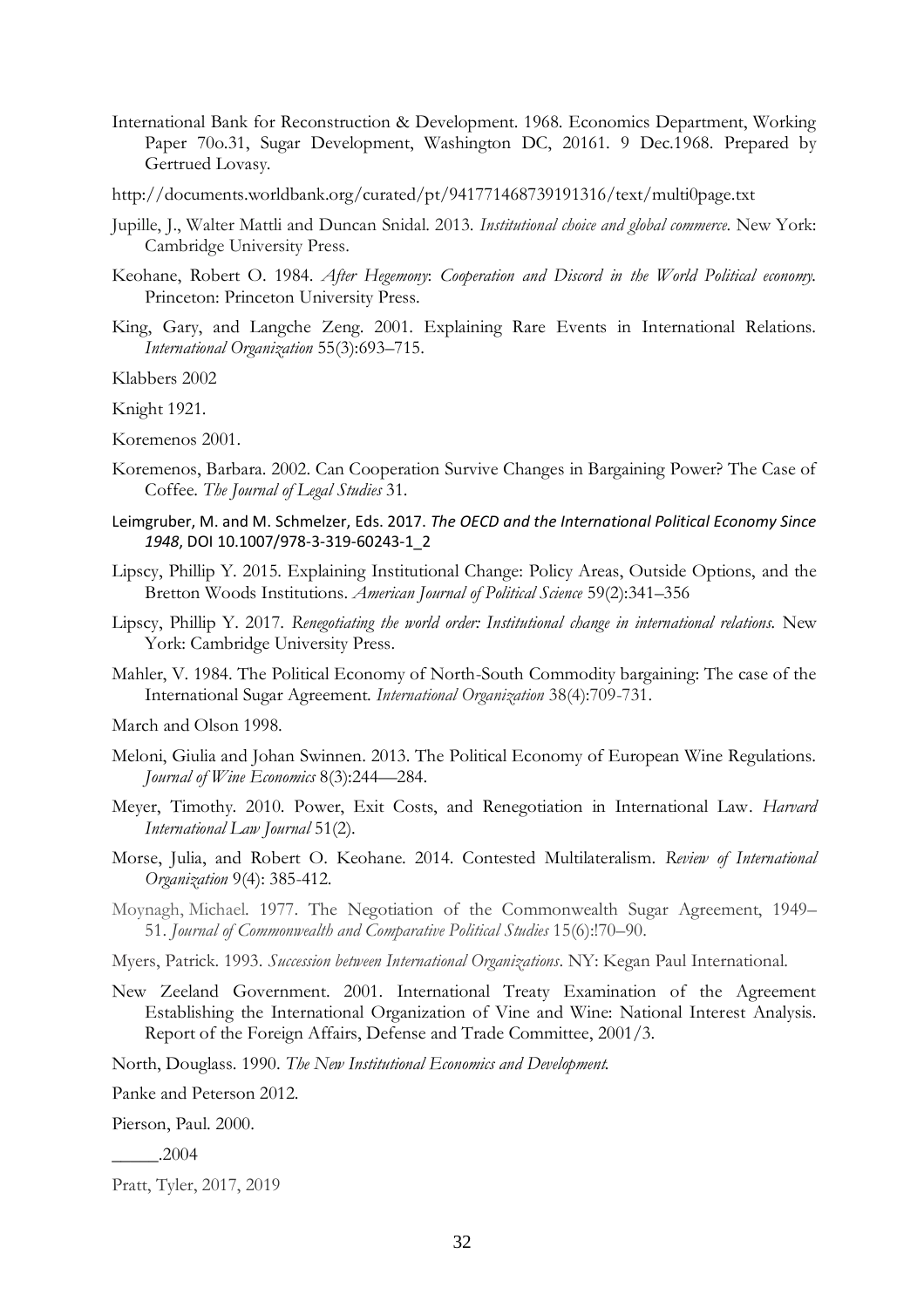International Bank for Reconstruction & Development. 1968. Economics Department, Working Paper 70o.31, Sugar Development, Washington DC, 20161. 9 Dec.1968. Prepared by Gertrued Lovasy.

http://documents.worldbank.org/curated/pt/941771468739191316/text/multi0page.txt

Jupille, J., Walter Mattli and Duncan Snidal. 2013. *Institutional choice and global commerce*. New York: Cambridge University Press.

Keohane, Robert O. 1984. *After Hegemony*: *Cooperation and Discord in the World Political economy*. Princeton: Princeton University Press.

King, Gary, and Langche Zeng. 2001. Explaining Rare Events in International Relations. *International Organization* 55(3):693–715.

Klabbers 2002

Knight 1921.

Koremenos 2001.

Koremenos, Barbara. 2002. Can Cooperation Survive Changes in Bargaining Power? The Case of Coffee. *The Journal of Legal Studies* 31.

Leimgruber, M. and M. Schmelzer, Eds. 2017. *The OECD and the International Political Economy Since 1948*, DOI 10.1007/978-3-319-60243-1_2

Lipscy, Phillip Y. 2015. Explaining Institutional Change: Policy Areas, Outside Options, and the Bretton Woods Institutions. *American Journal of Political Science* 59(2):341–356

Lipscy, Phillip Y. 2017. *Renegotiating the world order: Institutional change in international relations*. New York: Cambridge University Press.

Mahler, V. 1984. The Political Economy of North-South Commodity bargaining: The case of the International Sugar Agreement. *International Organization* 38(4):709-731.

March and Olson 1998.

Meloni, Giulia and Johan Swinnen. 2013. The Political Economy of European Wine Regulations. *Journal of Wine Economics* 8(3):244—284.

Meyer, Timothy. 2010. Power, Exit Costs, and Renegotiation in International Law. *Harvard International Law Journal* 51(2).

Morse, Julia, and Robert O. Keohane. 2014. Contested Multilateralism. *Review of International Organization* 9(4): 385-412.

Moynagh, Michael. 1977. The Negotiation of the Commonwealth Sugar Agreement, 1949–51. *Journal of Commonwealth and Comparative Political Studies* 15(6):!70–90.

Myers, Patrick. 1993. *Succession between International Organizations*. NY: Kegan Paul International.

New Zeeland Government. 2001. International Treaty Examination of the Agreement Establishing the International Organization of Vine and Wine: National Interest Analysis. Report of the Foreign Affairs, Defense and Trade Committee, 2001/3.

North, Douglass. 1990. *The New Institutional Economics and Development*.

Panke and Peterson 2012.

Pierson, Paul. 2000.

_____.2004

Pratt, Tyler, 2017, 2019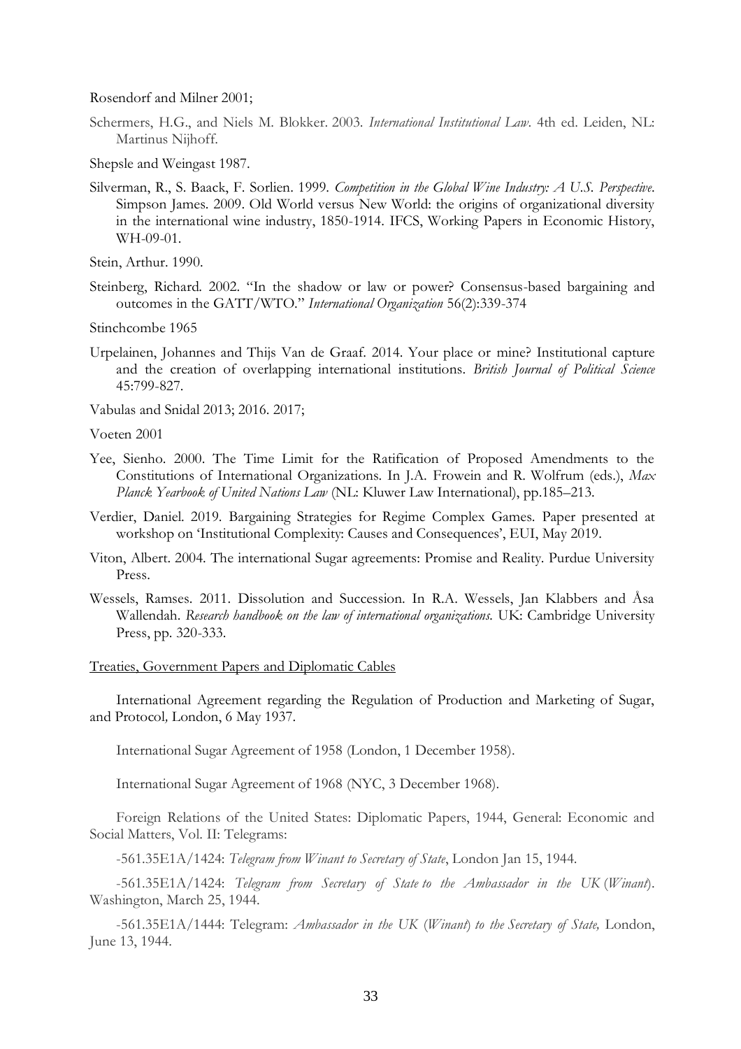Rosendorf and Milner 2001;

Schermers, H.G., and Niels M. Blokker. 2003. *International Institutional Law*. 4th ed. Leiden, NL: Martinus Nijhoff.

Shepsle and Weingast 1987.

Silverman, R., S. Baack, F. Sorlien. 1999. *Competition in the Global Wine Industry: A U.S. Perspective*. Simpson James. 2009. Old World versus New World: the origins of organizational diversity in the international wine industry, 1850-1914. IFCS, Working Papers in Economic History, WH-09-01.

Stein, Arthur. 1990.

Steinberg, Richard. 2002. "In the shadow or law or power? Consensus-based bargaining and outcomes in the GATT/WTO." *International Organization* 56(2):339-374

Stinchcombe 1965

Urpelainen, Johannes and Thijs Van de Graaf. 2014. Your place or mine? Institutional capture and the creation of overlapping international institutions. *British Journal of Political Science* 45:799-827.

Vabulas and Snidal 2013; 2016. 2017;

Voeten 2001

Yee, Sienho. 2000. The Time Limit for the Ratification of Proposed Amendments to the Constitutions of International Organizations. In J.A. Frowein and R. Wolfrum (eds.), *Max Planck Yearbook of United Nations Law* (NL: Kluwer Law International), pp.185–213.

Verdier, Daniel. 2019. Bargaining Strategies for Regime Complex Games. Paper presented at workshop on 'Institutional Complexity: Causes and Consequences', EUI, May 2019.

Viton, Albert. 2004. The international Sugar agreements: Promise and Reality. Purdue University Press.

Wessels, Ramses. 2011. Dissolution and Succession. In R.A. Wessels, Jan Klabbers and Åsa Wallendah. *Research handbook on the law of international organizations*. UK: Cambridge University Press, pp. 320-333.

Treaties, Government Papers and Diplomatic Cables

International Agreement regarding the Regulation of Production and Marketing of Sugar, and Protocol, London, 6 May 1937.

International Sugar Agreement of 1958 (London, 1 December 1958).

International Sugar Agreement of 1968 (NYC, 3 December 1968).

Foreign Relations of the United States: Diplomatic Papers, 1944, General: Economic and Social Matters, Vol. II: Telegrams:

-561.35E1A/1424: *Telegram from Winant to Secretary of State*, London Jan 15, 1944.

-561.35E1A/1424: *Telegram from Secretary of State to the Ambassador in the UK* (*Winant*). Washington, March 25, 1944.

-561.35E1A/1444: Telegram: *Ambassador in the UK* (*Winant*) *to the Secretary of State,* London, June 13, 1944.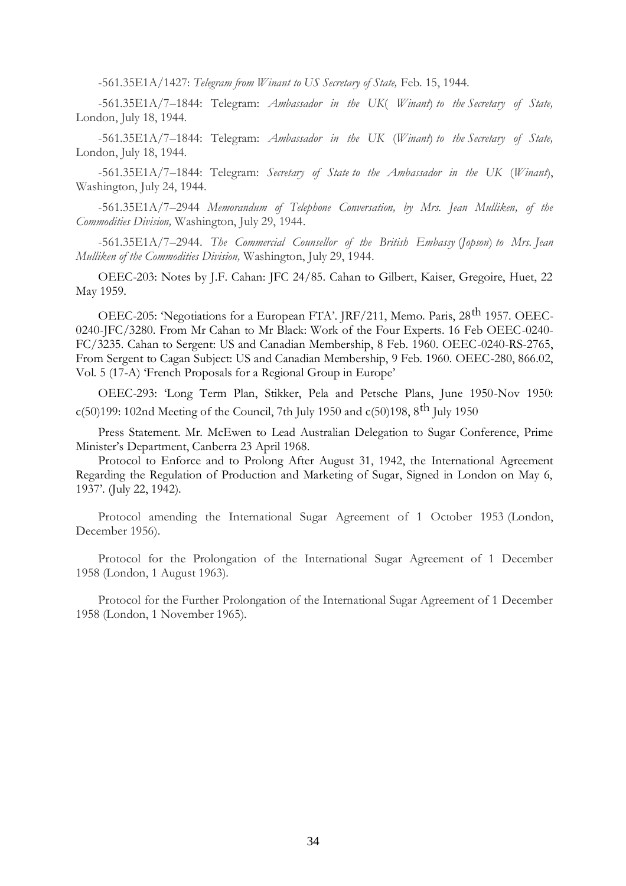-561.35E1A/1427: *Telegram from Winant to US Secretary of State,* Feb. 15, 1944.

-561.35E1A/7–1844: Telegram: *Ambassador in the UK( Winant) to the Secretary of State,* London, July 18, 1944.

-561.35E1A/7–1844: Telegram: *Ambassador in the UK (Winant) to the Secretary of State,* London, July 18, 1944.

-561.35E1A/7–1844: Telegram: *Secretary of State to the Ambassador in the UK (Winant)*, Washington, July 24, 1944.

-561.35E1A/7–2944 *Memorandum of Telephone Conversation, by Mrs. Jean Mulliken, of the Commodities Division,* Washington, July 29, 1944.

-561.35E1A/7–2944. *The Commercial Counsellor of the British Embassy (Jopson) to Mrs. Jean Mulliken of the Commodities Division,* Washington, July 29, 1944.

OEEC-203: Notes by J.F. Cahan: JFC 24/85. Cahan to Gilbert, Kaiser, Gregoire, Huet, 22 May 1959.

OEEC-205: 'Negotiations for a European FTA'. JRF/211, Memo. Paris, 28th 1957. OEEC-0240-JFC/3280. From Mr Cahan to Mr Black: Work of the Four Experts. 16 Feb OEEC-0240-FC/3235. Cahan to Sergent: US and Canadian Membership, 8 Feb. 1960. OEEC-0240-RS-2765, From Sergent to Cagan Subject: US and Canadian Membership, 9 Feb. 1960. OEEC-280, 866.02, Vol. 5 (17-A) 'French Proposals for a Regional Group in Europe'

OEEC-293: 'Long Term Plan, Stikker, Pela and Petsche Plans, June 1950-Nov 1950: c(50)199: 102nd Meeting of the Council, 7th July 1950 and c(50)198, 8th July 1950

Press Statement. Mr. McEwen to Lead Australian Delegation to Sugar Conference, Prime Minister's Department, Canberra 23 April 1968.

Protocol to Enforce and to Prolong After August 31, 1942, the International Agreement Regarding the Regulation of Production and Marketing of Sugar, Signed in London on May 6, 1937'. (July 22, 1942).

Protocol amending the International Sugar Agreement of 1 October 1953 (London, December 1956).

Protocol for the Prolongation of the International Sugar Agreement of 1 December 1958 (London, 1 August 1963).

Protocol for the Further Prolongation of the International Sugar Agreement of 1 December 1958 (London, 1 November 1965).